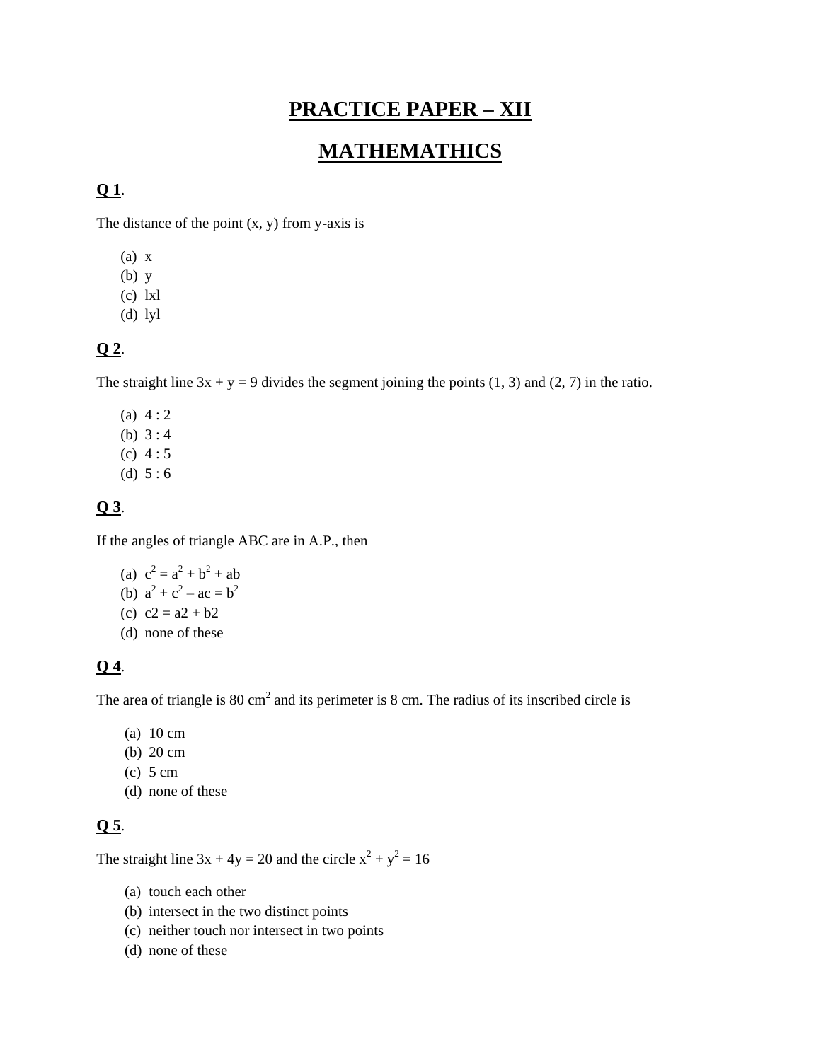# PRACTICE PAPER – XII

# MATHEMATHICS

**Q 1**.

The distance of the point (x, y) from y-axis is

(a) x
(b) y
(c) $|x|$
(d) $|y|$

**Q 2**.

The straight line $3x + y = 9$ divides the segment joining the points (1, 3) and (2, 7) in the ratio.

(a) 4 : 2
(b) 3 : 4
(c) 4 : 5
(d) 5 : 6

**Q 3**.

If the angles of triangle ABC are in A.P., then

(a) $c^2 = a^2 + b^2 + ab$
(b) $a^2 + c^2 – ac = b^2$
(c) c2 = a2 + b2
(d) none of these

**Q 4**.

The area of triangle is 80 $cm^2$ and its perimeter is 8 cm. The radius of its inscribed circle is

(a) 10 cm
(b) 20 cm
(c) 5 cm
(d) none of these

**Q 5**.

The straight line $3x + 4y = 20$ and the circle $x^2 + y^2 = 16$

(a) touch each other
(b) intersect in the two distinct points
(c) neither touch nor intersect in two points
(d) none of these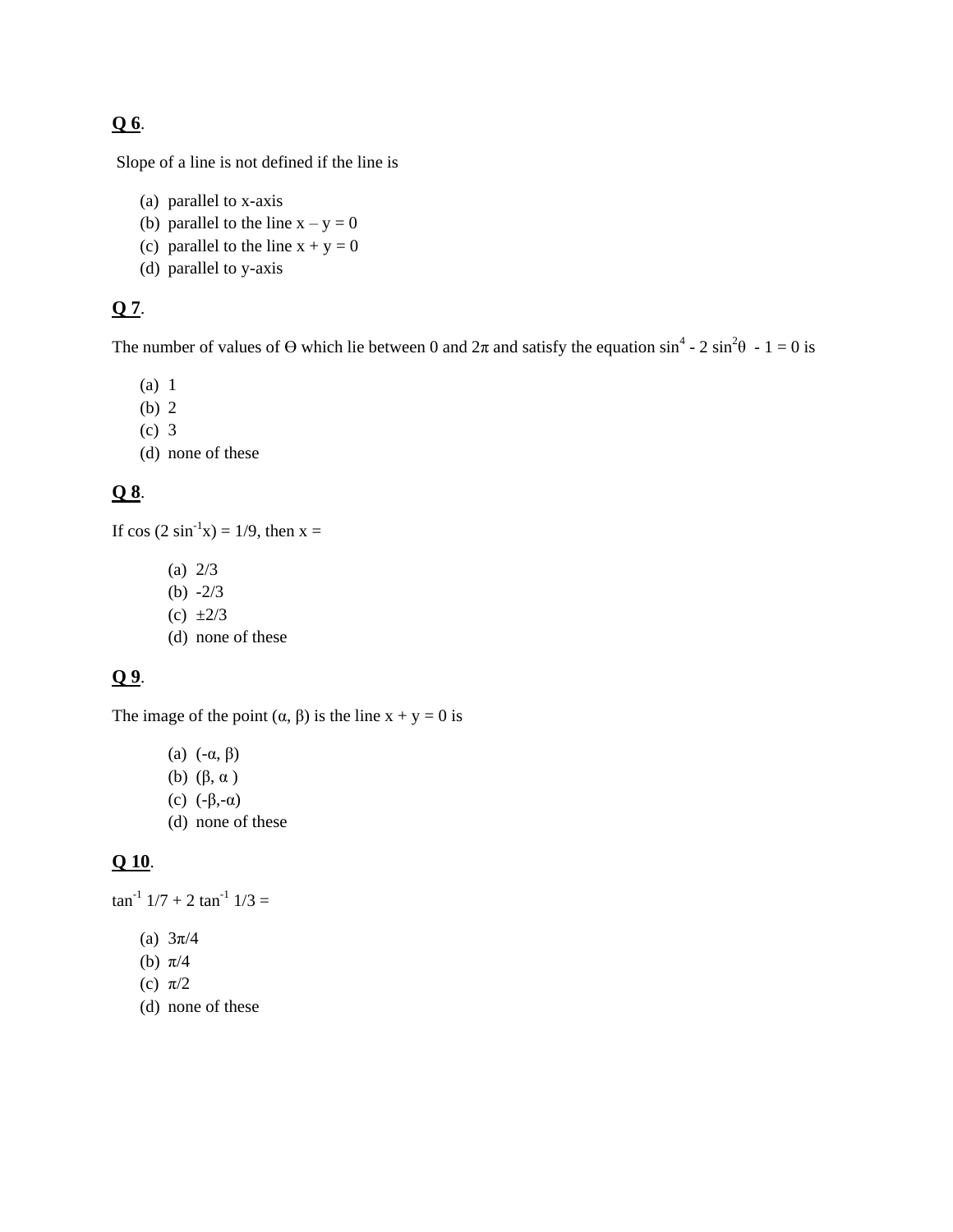**Q 6**.

Slope of a line is not defined if the line is

(a) parallel to x-axis
(b) parallel to the line $x - y = 0$
(c) parallel to the line $x + y = 0$
(d) parallel to y-axis

**Q 7**.

The number of values of Θ which lie between 0 and 2π and satisfy the equation $\sin^4 - 2\sin^2\theta - 1 = 0$ is

(a) 1
(b) 2
(c) 3
(d) none of these

**Q 8**.

If $\cos(2\sin^{-1}x) = 1/9$, then x =

(a) 2/3
(b) -2/3
(c) ±2/3
(d) none of these

**Q 9**.

The image of the point (α, β) is the line $x + y = 0$ is

(a) (-α, β)
(b) (β, α )
(c) (-β,-α)
(d) none of these

**Q 10**.

$\tan^{-1} 1/7 + 2\tan^{-1} 1/3 =$

(a) 3π/4
(b) π/4
(c) π/2
(d) none of these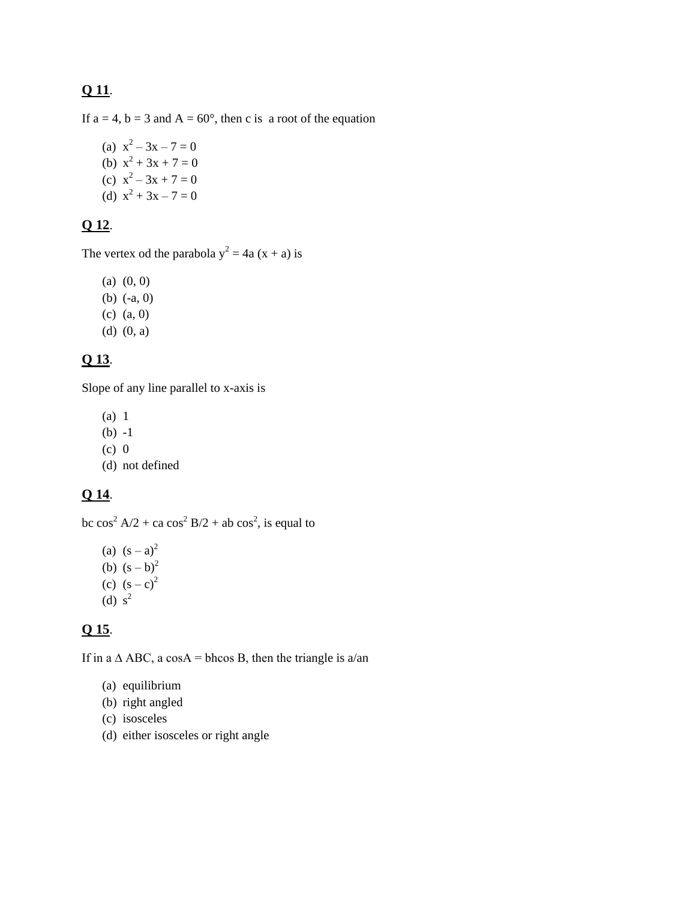**Q 11**.

If $a = 4$, $b = 3$ and $A = 60°$, then c is a root of the equation

(a) $x^2 – 3x – 7 = 0$
(b) $x^2 + 3x + 7 = 0$
(c) $x^2 – 3x + 7 = 0$
(d) $x^2 + 3x – 7 = 0$

**Q 12**.

The vertex od the parabola $y^2 = 4a (x + a)$ is

(a) (0, 0)
(b) (-a, 0)
(c) (a, 0)
(d) (0, a)

**Q 13**.

Slope of any line parallel to x-axis is

(a) 1
(b) -1
(c) 0
(d) not defined

**Q 14**.

$bc \cos^2 A/2 + ca \cos^2 B/2 + ab \cos^2$, is equal to

(a) $(s – a)^2$
(b) $(s – b)^2$
(c) $(s – c)^2$
(d) $s^2$

**Q 15**.

If in a Δ ABC, a cosA = bhcos B, then the triangle is a/an

(a) equilibrium
(b) right angled
(c) isosceles
(d) either isosceles or right angle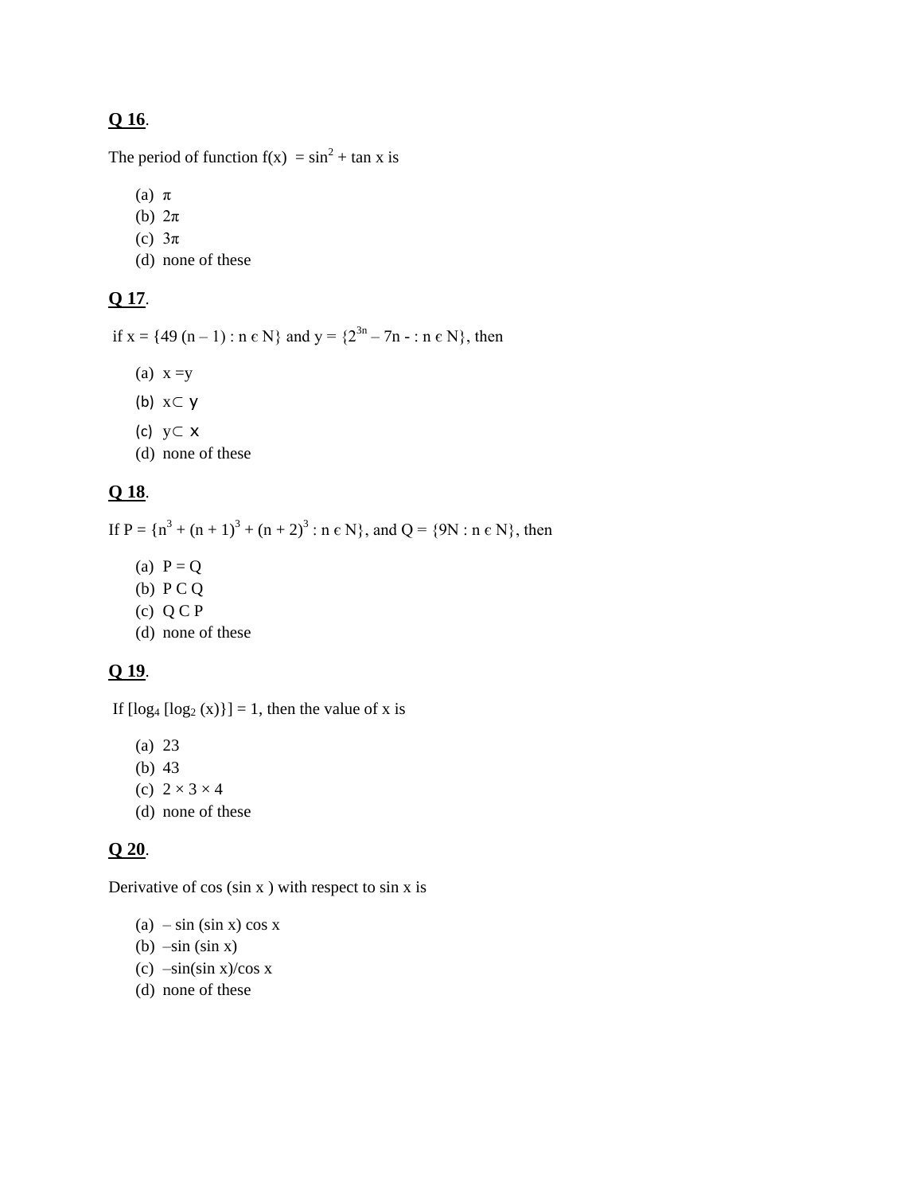**Q 16**.

The period of function f(x) = $\sin^2$ + tan x is

(a) $\pi$
(b) $2\pi$
(c) $3\pi$
(d) none of these

**Q 17**.

if x = {49 (n – 1) : n є N} and y = {$2^{3n}$ – 7n - : n є N}, then

(a) x =y
(b) x⊂ y
(c) y⊂ x
(d) none of these

**Q 18**.

If P = {$n^3 + (n + 1)^3 + (n + 2)^3$ : n є N}, and Q = {9N : n є N}, then

(a) P = Q
(b) P C Q
(c) Q C P
(d) none of these

**Q 19**.

If [$\log_4$ [$\log_2$ (x)}] = 1, then the value of x is

(a) 23
(b) 43
(c) 2 × 3 × 4
(d) none of these

**Q 20**.

Derivative of cos (sin x ) with respect to sin x is

(a) – sin (sin x) cos x
(b) –sin (sin x)
(c) –sin(sin x)/cos x
(d) none of these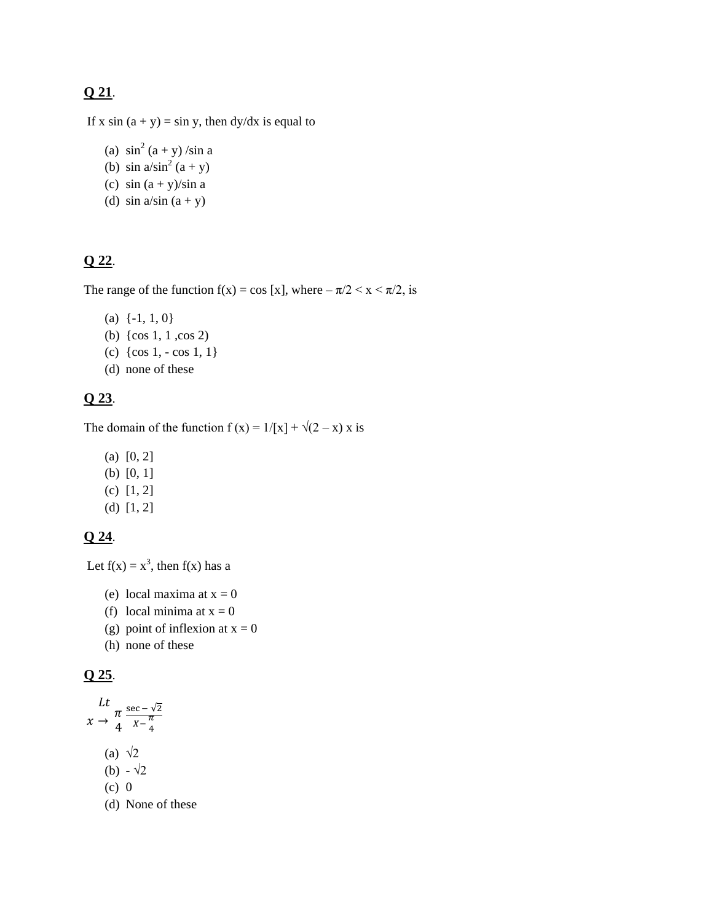**Q 21**.

If x sin (a + y) = sin y, then dy/dx is equal to

(a) $\sin^2 (a + y) / \sin a$
(b) $\sin a / \sin^2 (a + y)$
(c) $\sin (a + y) / \sin a$
(d) $\sin a / \sin (a + y)$

**Q 22**.

The range of the function f(x) = cos [x], where $-\pi/2 < x < \pi/2$, is

(a) {-1, 1, 0}
(b) {cos 1, 1 ,cos 2)
(c) {cos 1, - cos 1, 1}
(d) none of these

**Q 23**.

The domain of the function $f(x) = 1/[x] + \sqrt{(2 - x)\, x}$ is

(a) [0, 2]
(b) [0, 1]
(c) [1, 2]
(d) [1, 2]

**Q 24**.

Let $f(x) = x^3$, then f(x) has a

(e) local maxima at x = 0
(f) local minima at x = 0
(g) point of inflexion at x = 0
(h) none of these

**Q 25**.

$$\underset{x \to \frac{\pi}{4}}{Lt} \frac{\sec - \sqrt{2}}{x - \frac{\pi}{4}}$$

(a) $\sqrt{2}$
(b) $-\sqrt{2}$
(c) 0
(d) None of these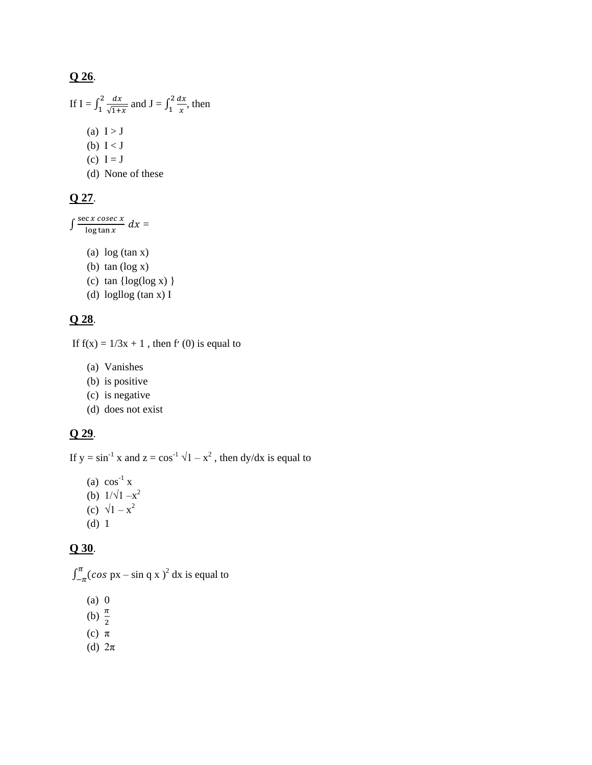**Q 26**.

If I = $\int_1^2 \frac{dx}{\sqrt{1+x}}$ and J = $\int_1^2 \frac{dx}{x}$, then

(a) I > J
(b) I < J
(c) I = J
(d) None of these

**Q 27**.

$\int \frac{\sec x \; cosec \; x}{\log \tan x} \, dx$ =

(a) log (tan x)
(b) tan (log x)
(c) tan {log(log x) }
(d) logllog (tan x) I

**Q 28**.

If f(x) = 1/3x + 1 , then f′ (0) is equal to

(a) Vanishes
(b) is positive
(c) is negative
(d) does not exist

**Q 29**.

If y = $\sin^{-1}$ x and z = $\cos^{-1} \sqrt{1 - x^2}$ , then dy/dx is equal to

(a) $\cos^{-1}$ x
(b) $1/\sqrt{1 - x^2}$
(c) $\sqrt{1 - x^2}$
(d) 1

**Q 30**.

$\int_{-\pi}^{\pi}(\cos$ px – sin q x $)^2$ dx is equal to

(a) 0
(b) $\frac{\pi}{2}$
(c) π
(d) 2π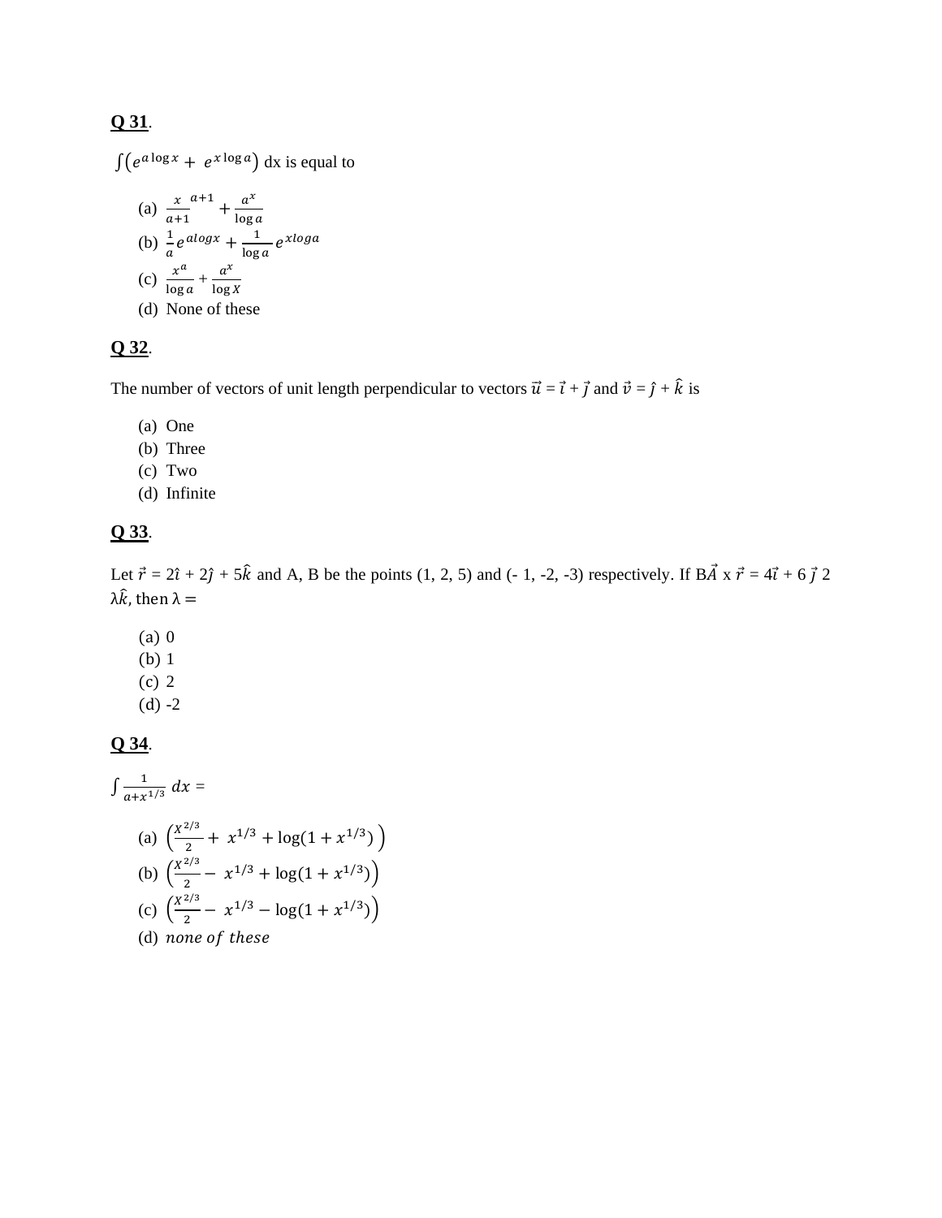**Q 31**.

$\int\left(e^{a \log x} + e^{x \log a}\right)$ dx is equal to

(a) $\frac{x}{a+1}^{a+1} + \frac{a^x}{\log a}$

(b) $\frac{1}{a} e^{alogx} + \frac{1}{\log a} e^{xloga}$

(c) $\frac{x^a}{\log a} + \frac{a^x}{\log X}$

(d) None of these

**Q 32**.

The number of vectors of unit length perpendicular to vectors $\vec{u} = \vec{\imath} + \vec{\jmath}$ and $\vec{v} = \hat{\jmath} + \hat{k}$ is

(a) One

(b) Three

(c) Two

(d) Infinite

**Q 33**.

Let $\vec{r} = 2\hat{\imath} + 2\hat{\jmath} + 5\hat{k}$ and A, B be the points (1, 2, 5) and (- 1, -2, -3) respectively. If $B\vec{A} \times \vec{r} = 4\vec{\imath} + 6\,\vec{\jmath}\ 2\ \lambda\hat{k}$, then $\lambda =$

(a) 0

(b) 1

(c) 2

(d) -2

**Q 34**.

$\int \frac{1}{a+x^{1/3}}\, dx =$

(a) $\left(\frac{X^{2/3}}{2} + x^{1/3} + \log(1 + x^{1/3})\right)$

(b) $\left(\frac{X^{2/3}}{2} - x^{1/3} + \log(1 + x^{1/3})\right)$

(c) $\left(\frac{X^{2/3}}{2} - x^{1/3} - \log(1 + x^{1/3})\right)$

(d) *none of these*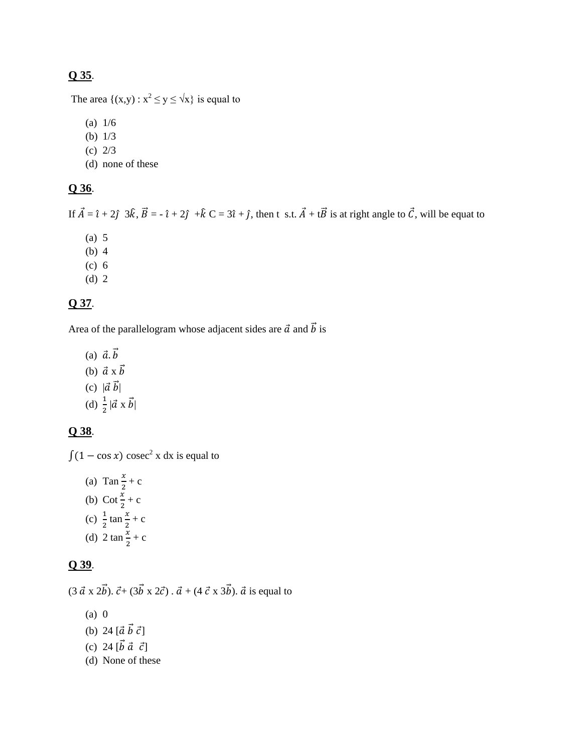**Q 35**.

The area $\{(x,y) : x^2 \leq y \leq \sqrt{x}\}$ is equal to

(a) 1/6
(b) 1/3
(c) 2/3
(d) none of these

**Q 36**.

If $\vec{A} = \hat{\imath} + 2\hat{\jmath}\ \ 3\hat{k}, \vec{B} = -\hat{\imath} + 2\hat{\jmath}\ \ +\hat{k}$ C = $3\hat{\imath} + \hat{\jmath}$, then t s.t. $\vec{A}$ + t$\vec{B}$ is at right angle to $\vec{C}$, will be equat to

(a) 5
(b) 4
(c) 6
(d) 2

**Q 37**.

Area of the parallelogram whose adjacent sides are $\vec{a}$ and $\vec{b}$ is

(a) $\vec{a}.\vec{b}$
(b) $\vec{a}$ x $\vec{b}$
(c) $|\vec{a}\ \vec{b}|$
(d) $\frac{1}{2}$ $|\vec{a}$ x $\vec{b}|$

**Q 38**.

$\int(1 - \cos x)$ cosec$^2$ x dx is equal to

(a) Tan $\frac{x}{2}$ + c
(b) Cot $\frac{x}{2}$ + c
(c) $\frac{1}{2}$ tan $\frac{x}{2}$ + c
(d) 2 tan $\frac{x}{2}$ + c

**Q 39**.

(3 $\vec{a}$ x 2$\vec{b}$). $\vec{c}$+ (3$\vec{b}$ x 2$\vec{c}$) . $\vec{a}$ + (4 $\vec{c}$ x 3$\vec{b}$). $\vec{a}$ is equal to

(a) 0
(b) 24 [$\vec{a}$ $\vec{b}$ $\vec{c}$]
(c) 24 [$\vec{b}$ $\vec{a}$ $\vec{c}$]
(d) None of these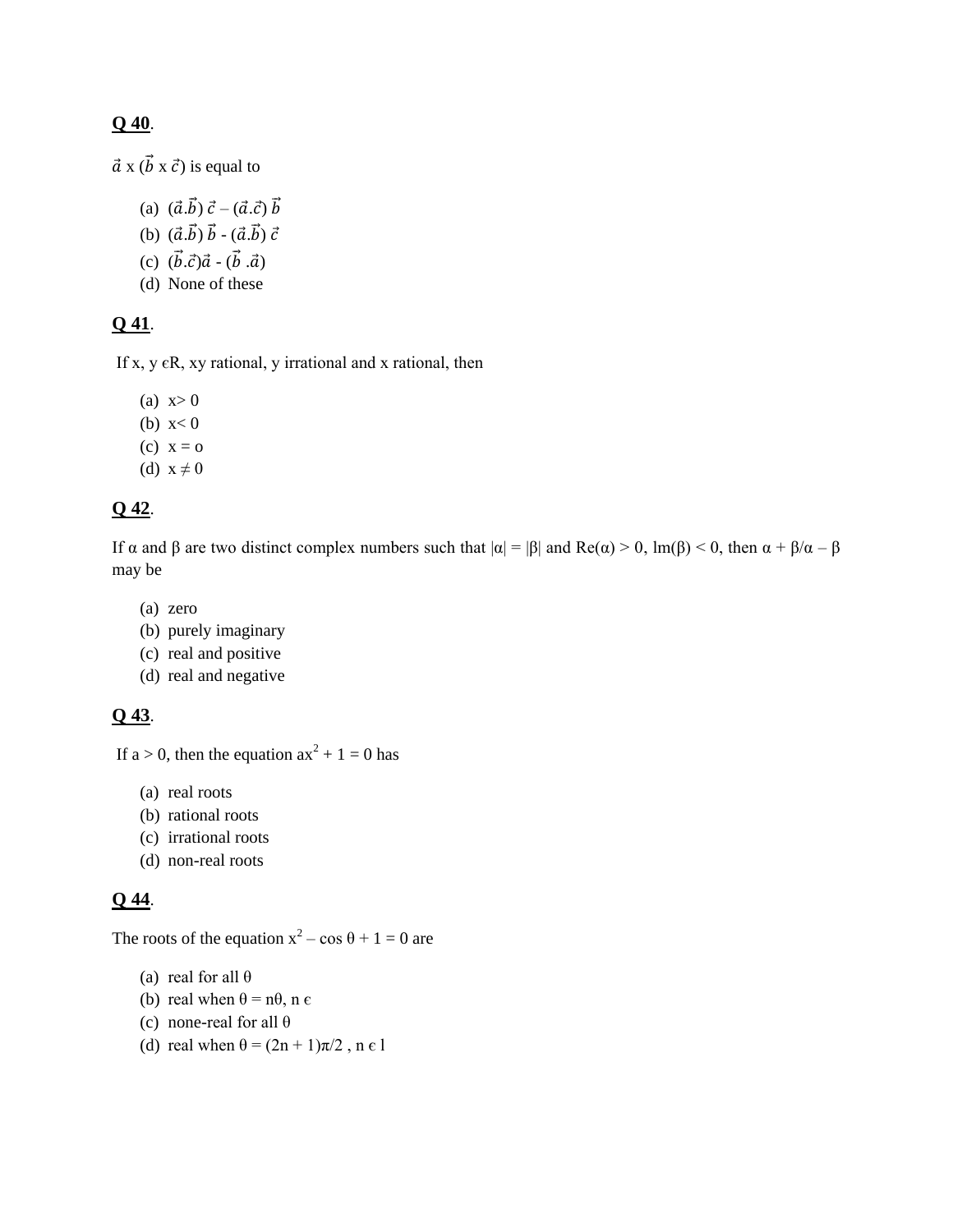**Q 40**.

$\vec{a}$ x ($\vec{b}$ x $\vec{c}$) is equal to

(a) $(\vec{a}.\vec{b})\,\vec{c} - (\vec{a}.\vec{c})\,\vec{b}$
(b) $(\vec{a}.\vec{b})\,\vec{b}$ - $(\vec{a}.\vec{b})\,\vec{c}$
(c) $(\vec{b}.\vec{c})\vec{a}$ - $(\vec{b}\,.\vec{a})$
(d) None of these

**Q 41**.

If x, y ϵR, xy rational, y irrational and x rational, then

(a) x> 0
(b) x< 0
(c) x = o
(d) x ≠ 0

**Q 42**.

If α and β are two distinct complex numbers such that |α| = |β| and Re(α) > 0, lm(β) < 0, then α + β/α – β may be

(a) zero
(b) purely imaginary
(c) real and positive
(d) real and negative

**Q 43**.

If a > 0, then the equation $ax^2 + 1 = 0$ has

(a) real roots
(b) rational roots
(c) irrational roots
(d) non-real roots

**Q 44**.

The roots of the equation $x^2$ – cos θ + 1 = 0 are

(a) real for all θ
(b) real when θ = nθ, n ϵ
(c) none-real for all θ
(d) real when θ = (2n + 1)π/2 , n ϵ l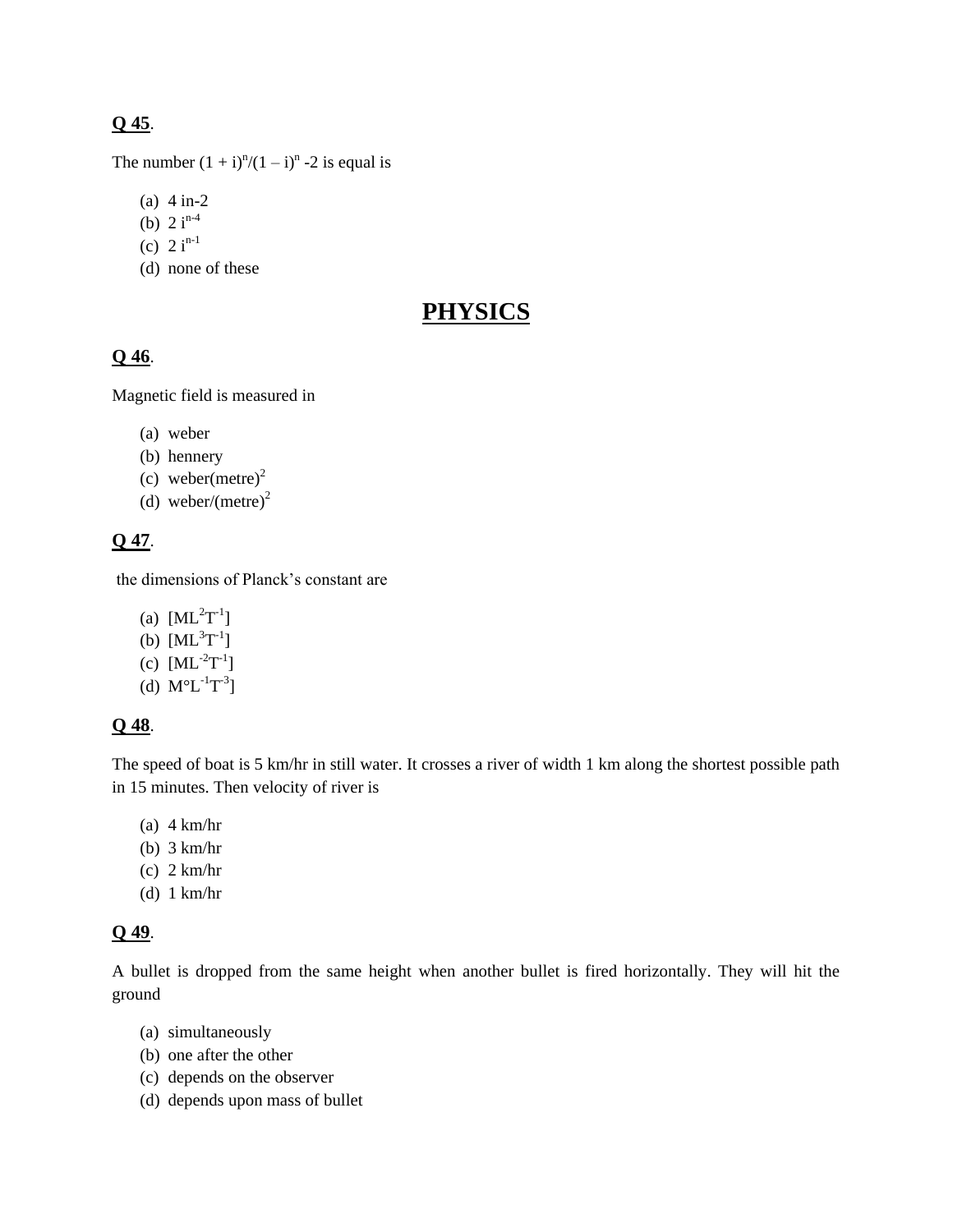**Q 45**.

The number $(1 + i)^n/(1 – i)^n$ -2 is equal is

(a) 4 in-2
(b) $2\ i^{n-4}$
(c) $2\ i^{n-1}$
(d) none of these

# PHYSICS

**Q 46**.

Magnetic field is measured in

(a) weber
(b) hennery
(c) weber(metre)$^2$
(d) weber/(metre)$^2$

**Q 47**.

the dimensions of Planck's constant are

(a) $[ML^2T^{-1}]$
(b) $[ML^3T^{-1}]$
(c) $[ML^{-2}T^{-1}]$
(d) $M°L^{-1}T^{-3}]$

**Q 48**.

The speed of boat is 5 km/hr in still water. It crosses a river of width 1 km along the shortest possible path in 15 minutes. Then velocity of river is

(a) 4 km/hr
(b) 3 km/hr
(c) 2 km/hr
(d) 1 km/hr

**Q 49**.

A bullet is dropped from the same height when another bullet is fired horizontally. They will hit the ground

(a) simultaneously
(b) one after the other
(c) depends on the observer
(d) depends upon mass of bullet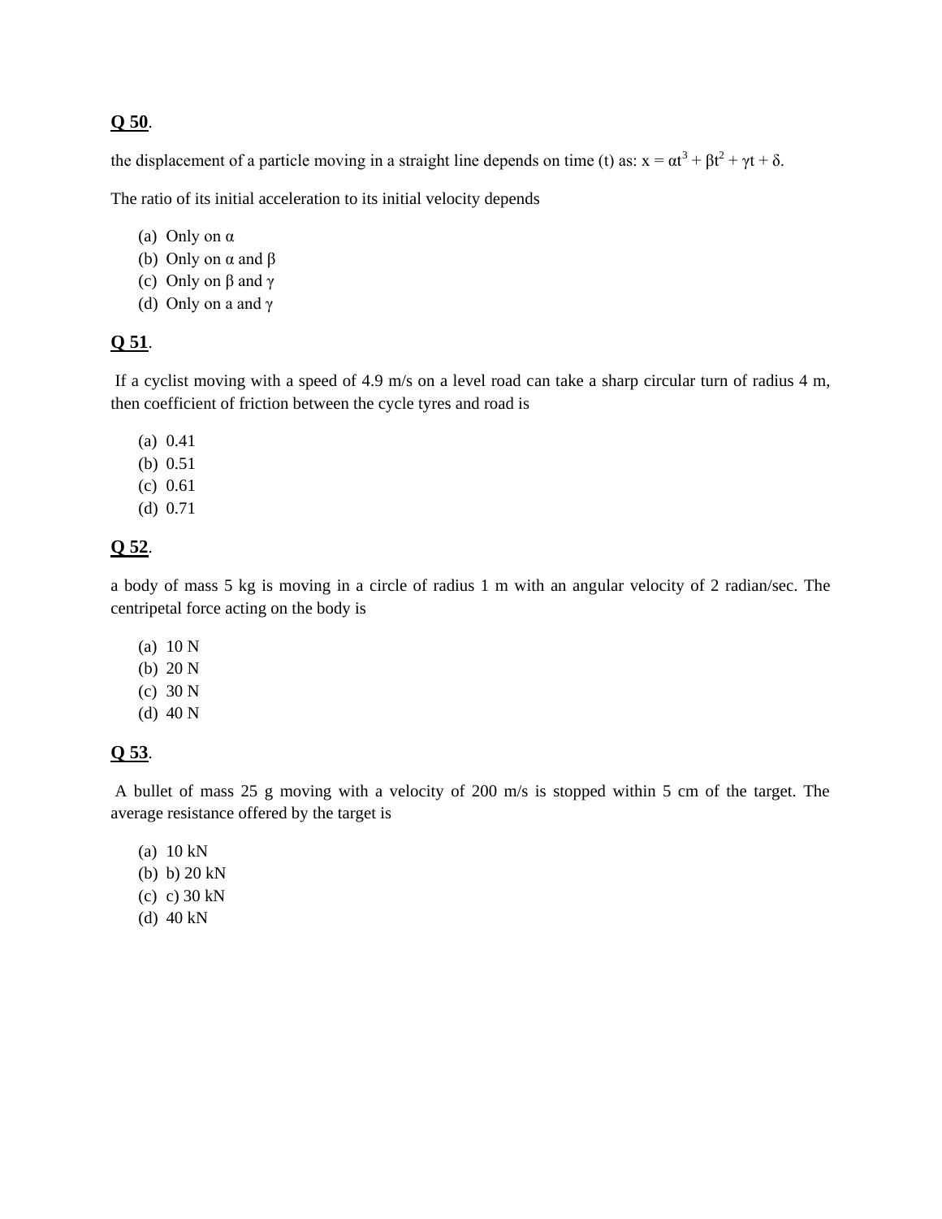**Q 50**.

the displacement of a particle moving in a straight line depends on time (t) as: $x = \alpha t^3 + \beta t^2 + \gamma t + \delta$.

The ratio of its initial acceleration to its initial velocity depends

(a) Only on α
(b) Only on α and β
(c) Only on β and γ
(d) Only on a and γ

**Q 51**.

If a cyclist moving with a speed of 4.9 m/s on a level road can take a sharp circular turn of radius 4 m, then coefficient of friction between the cycle tyres and road is

(a) 0.41
(b) 0.51
(c) 0.61
(d) 0.71

**Q 52**.

a body of mass 5 kg is moving in a circle of radius 1 m with an angular velocity of 2 radian/sec. The centripetal force acting on the body is

(a) 10 N
(b) 20 N
(c) 30 N
(d) 40 N

**Q 53**.

A bullet of mass 25 g moving with a velocity of 200 m/s is stopped within 5 cm of the target. The average resistance offered by the target is

(a) 10 kN
(b) b) 20 kN
(c) c) 30 kN
(d) 40 kN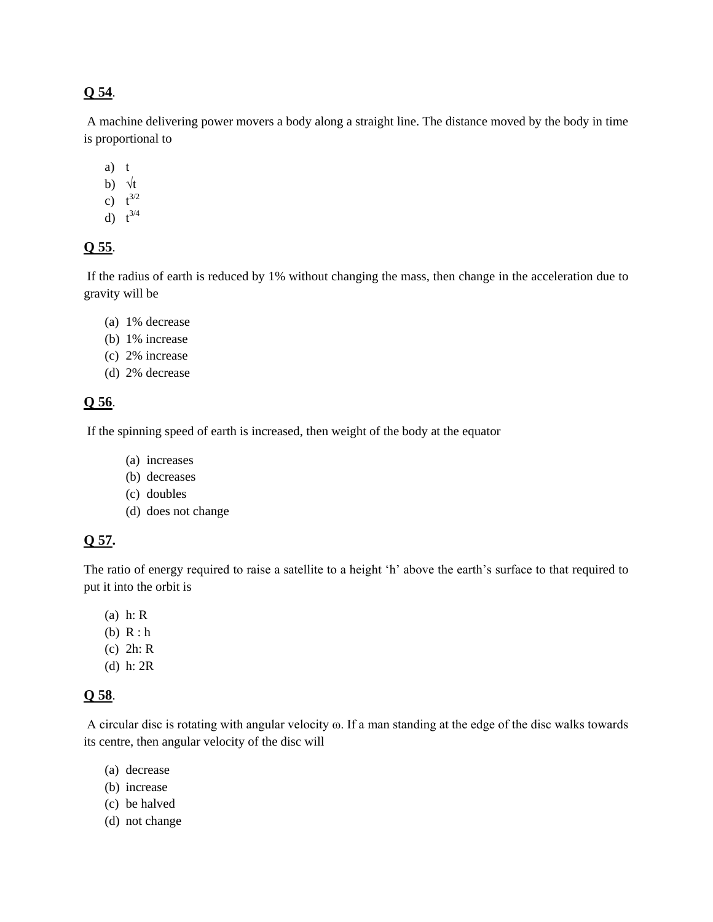**Q 54**.

A machine delivering power movers a body along a straight line. The distance moved by the body in time is proportional to

a) t
b) $\sqrt{t}$
c) $t^{3/2}$
d) $t^{3/4}$

**Q 55**.

If the radius of earth is reduced by 1% without changing the mass, then change in the acceleration due to gravity will be

(a) 1% decrease
(b) 1% increase
(c) 2% increase
(d) 2% decrease

**Q 56**.

If the spinning speed of earth is increased, then weight of the body at the equator

(a) increases
(b) decreases
(c) doubles
(d) does not change

**Q 57.**

The ratio of energy required to raise a satellite to a height 'h' above the earth's surface to that required to put it into the orbit is

(a) h: R
(b) R : h
(c) 2h: R
(d) h: 2R

**Q 58**.

A circular disc is rotating with angular velocity ω. If a man standing at the edge of the disc walks towards its centre, then angular velocity of the disc will

(a) decrease
(b) increase
(c) be halved
(d) not change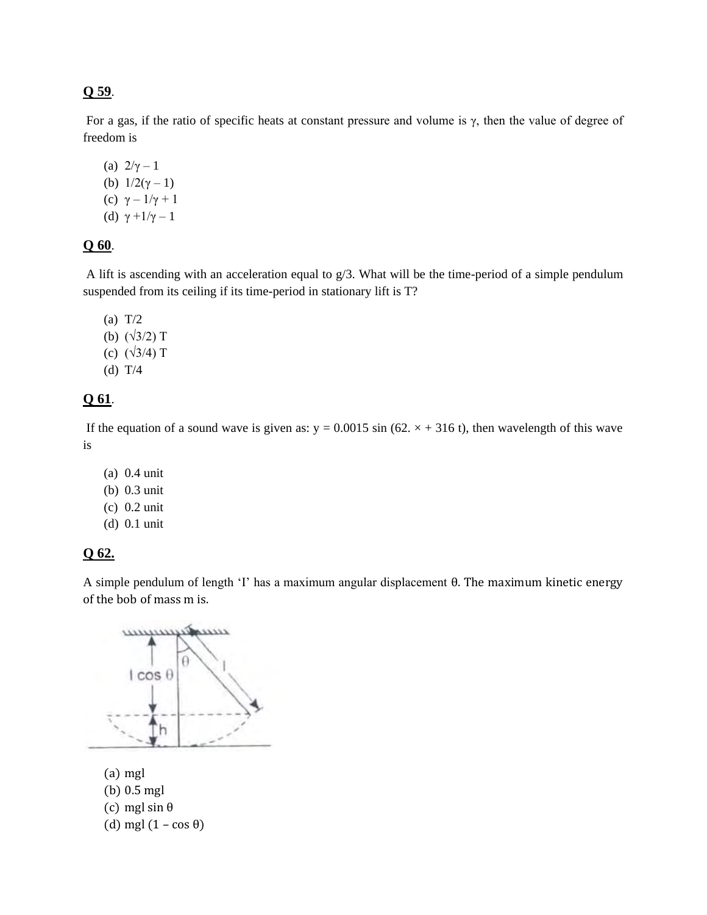**Q 59**.

For a gas, if the ratio of specific heats at constant pressure and volume is $\gamma$, then the value of degree of freedom is

(a) $2/\gamma - 1$
(b) $1/2(\gamma - 1)$
(c) $\gamma - 1/\gamma + 1$
(d) $\gamma + 1/\gamma - 1$

**Q 60**.

A lift is ascending with an acceleration equal to g/3. What will be the time-period of a simple pendulum suspended from its ceiling if its time-period in stationary lift is T?

(a) T/2
(b) $(\sqrt{3}/2)$ T
(c) $(\sqrt{3}/4)$ T
(d) T/4

**Q 61**.

If the equation of a sound wave is given as: $y = 0.0015 \sin (62. \times + 316\ t)$, then wavelength of this wave is

(a) 0.4 unit
(b) 0.3 unit
(c) 0.2 unit
(d) 0.1 unit

**Q 62.**

A simple pendulum of length 'I' has a maximum angular displacement θ. The maximum kinetic energy of the bob of mass m is.

(a) mgl
(b) 0.5 mgl
(c) mgl sin θ
(d) mgl (1 – cos θ)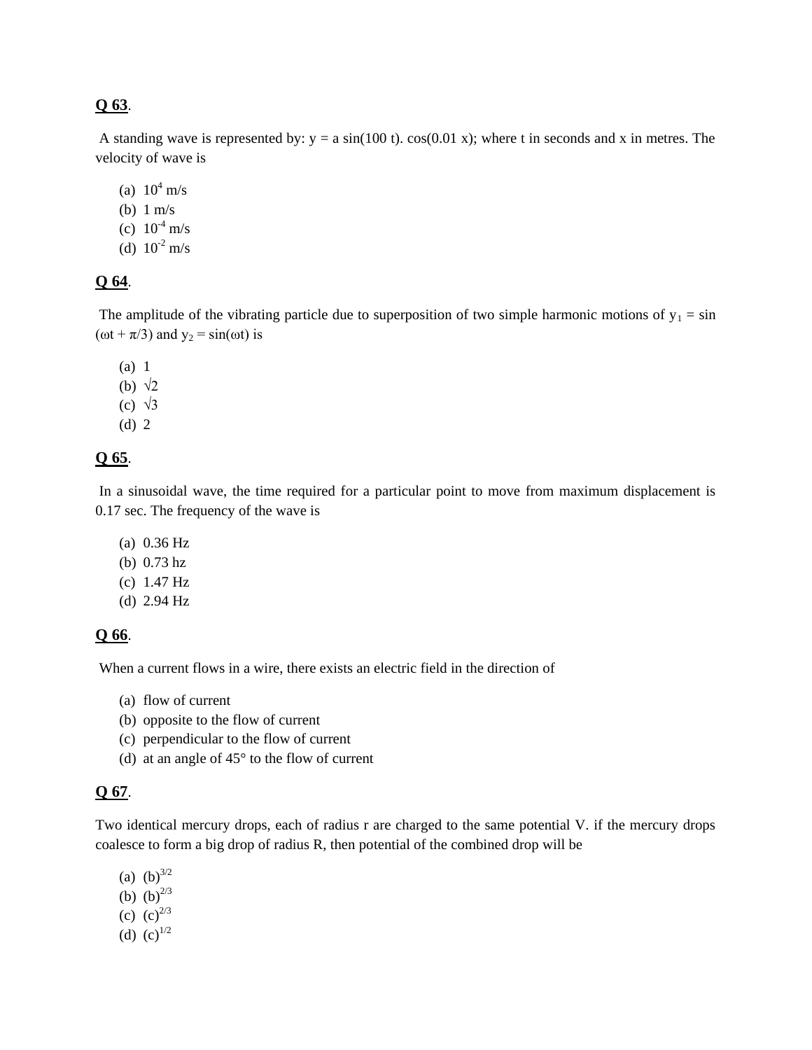**Q 63**.

A standing wave is represented by: y = a sin(100 t). cos(0.01 x); where t in seconds and x in metres. The velocity of wave is

(a) $10^4$ m/s
(b) 1 m/s
(c) $10^{-4}$ m/s
(d) $10^{-2}$ m/s

**Q 64**.

The amplitude of the vibrating particle due to superposition of two simple harmonic motions of $y_1 = \sin(\omega t + \pi/3)$ and $y_2 = \sin(\omega t)$ is

(a) 1
(b) √2
(c) √3
(d) 2

**Q 65**.

In a sinusoidal wave, the time required for a particular point to move from maximum displacement is 0.17 sec. The frequency of the wave is

(a) 0.36 Hz
(b) 0.73 hz
(c) 1.47 Hz
(d) 2.94 Hz

**Q 66**.

When a current flows in a wire, there exists an electric field in the direction of

(a) flow of current
(b) opposite to the flow of current
(c) perpendicular to the flow of current
(d) at an angle of 45° to the flow of current

**Q 67**.

Two identical mercury drops, each of radius r are charged to the same potential V. if the mercury drops coalesce to form a big drop of radius R, then potential of the combined drop will be

(a) $(b)^{3/2}$
(b) $(b)^{2/3}$
(c) $(c)^{2/3}$
(d) $(c)^{1/2}$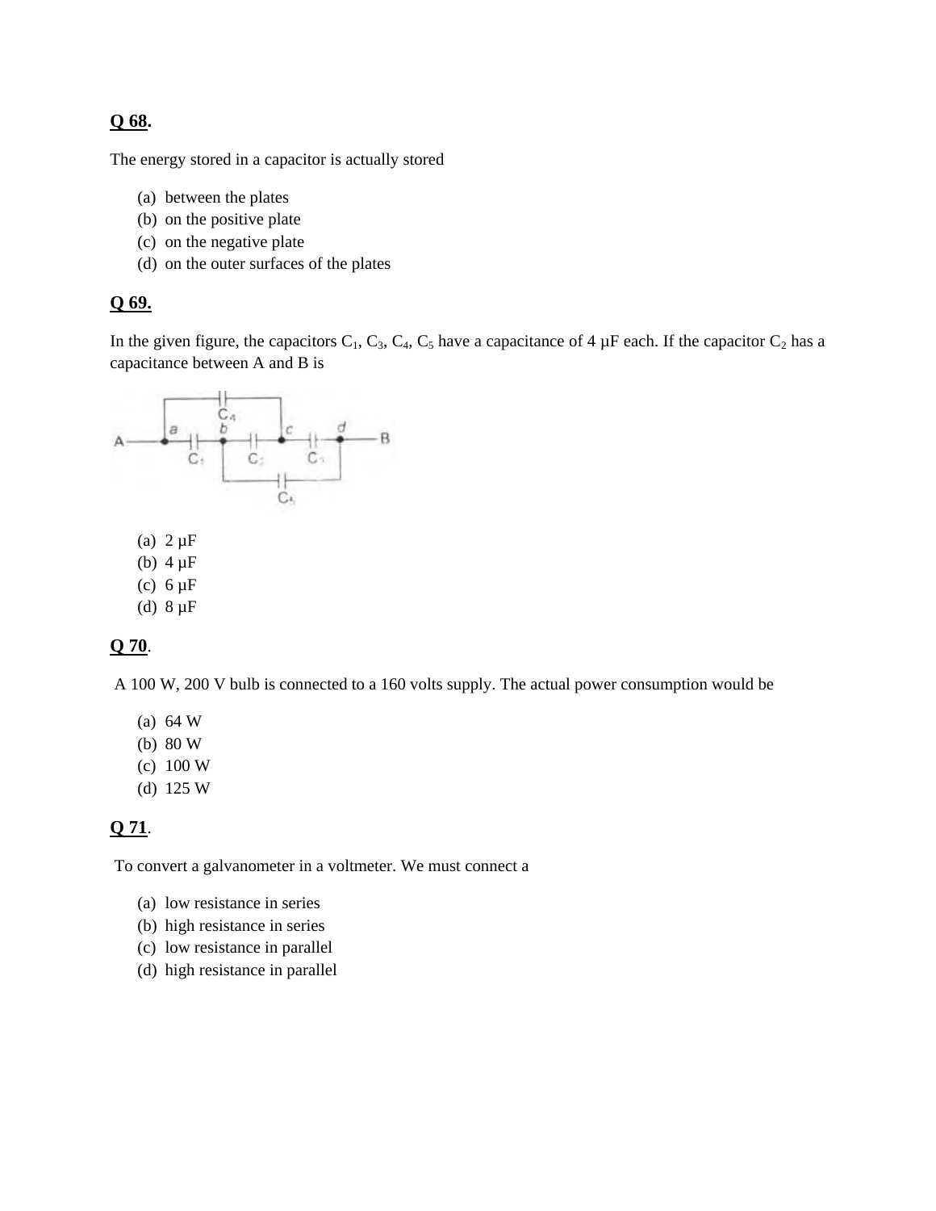**Q 68.**

The energy stored in a capacitor is actually stored

(a) between the plates
(b) on the positive plate
(c) on the negative plate
(d) on the outer surfaces of the plates

**Q 69.**

In the given figure, the capacitors $C_1$, $C_3$, $C_4$, $C_5$ have a capacitance of 4 µF each. If the capacitor $C_2$ has a capacitance between A and B is

(a) 2 µF
(b) 4 µF
(c) 6 µF
(d) 8 µF

**Q 70.**

A 100 W, 200 V bulb is connected to a 160 volts supply. The actual power consumption would be

(a) 64 W
(b) 80 W
(c) 100 W
(d) 125 W

**Q 71.**

To convert a galvanometer in a voltmeter. We must connect a

(a) low resistance in series
(b) high resistance in series
(c) low resistance in parallel
(d) high resistance in parallel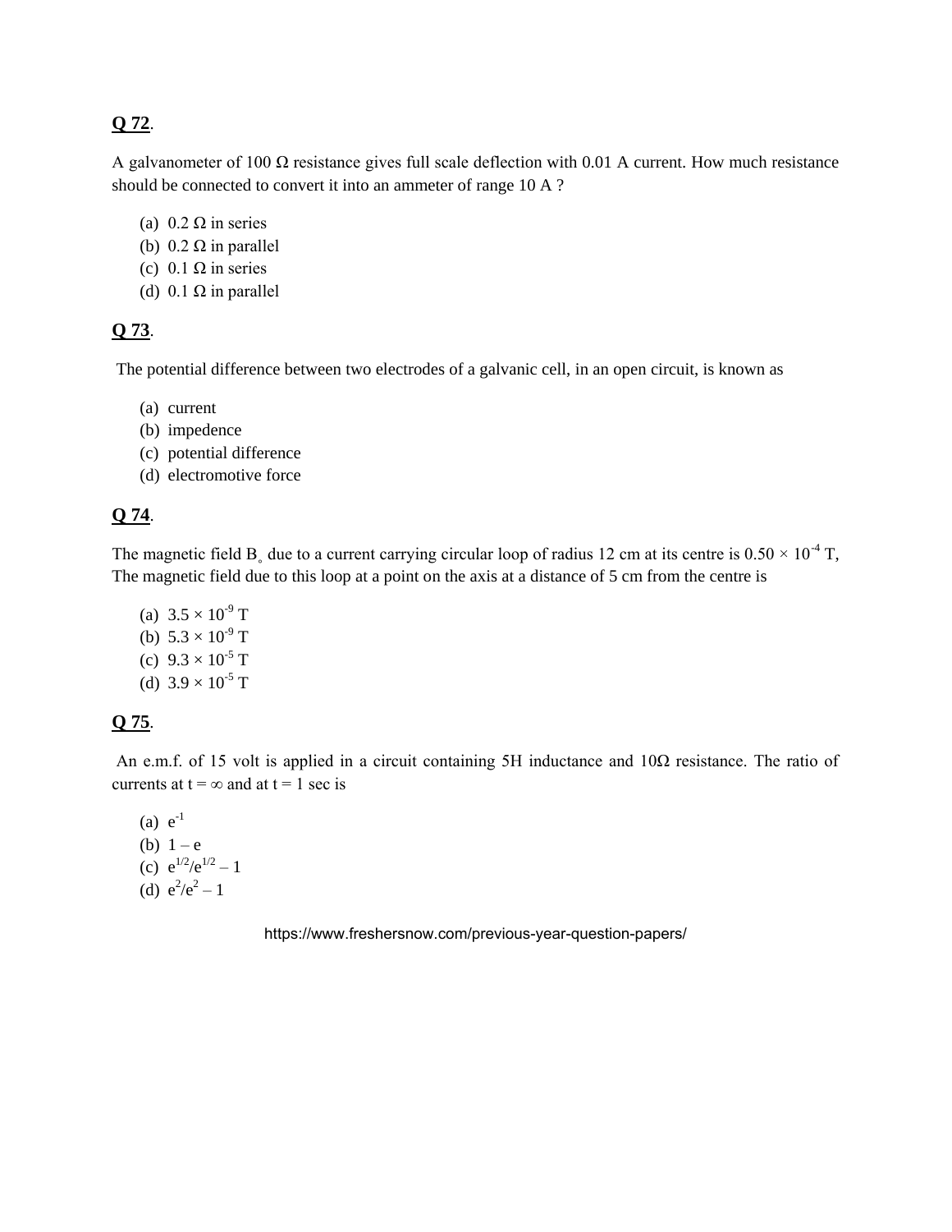**Q 72**.

A galvanometer of 100 Ω resistance gives full scale deflection with 0.01 A current. How much resistance should be connected to convert it into an ammeter of range 10 A ?

(a) 0.2 Ω in series
(b) 0.2 Ω in parallel
(c) 0.1 Ω in series
(d) 0.1 Ω in parallel

**Q 73**.

The potential difference between two electrodes of a galvanic cell, in an open circuit, is known as

(a) current
(b) impedence
(c) potential difference
(d) electromotive force

**Q 74**.

The magnetic field $B_{\circ}$ due to a current carrying circular loop of radius 12 cm at its centre is $0.50 \times 10^{-4}$ T, The magnetic field due to this loop at a point on the axis at a distance of 5 cm from the centre is

(a) $3.5 \times 10^{-9}$ T
(b) $5.3 \times 10^{-9}$ T
(c) $9.3 \times 10^{-5}$ T
(d) $3.9 \times 10^{-5}$ T

**Q 75**.

An e.m.f. of 15 volt is applied in a circuit containing 5H inductance and 10Ω resistance. The ratio of currents at t = ∞ and at t = 1 sec is

(a) $e^{-1}$
(b) $1 – e$
(c) $e^{1/2}/e^{1/2} – 1$
(d) $e^{2}/e^{2} – 1$

https://www.freshersnow.com/previous-year-question-papers/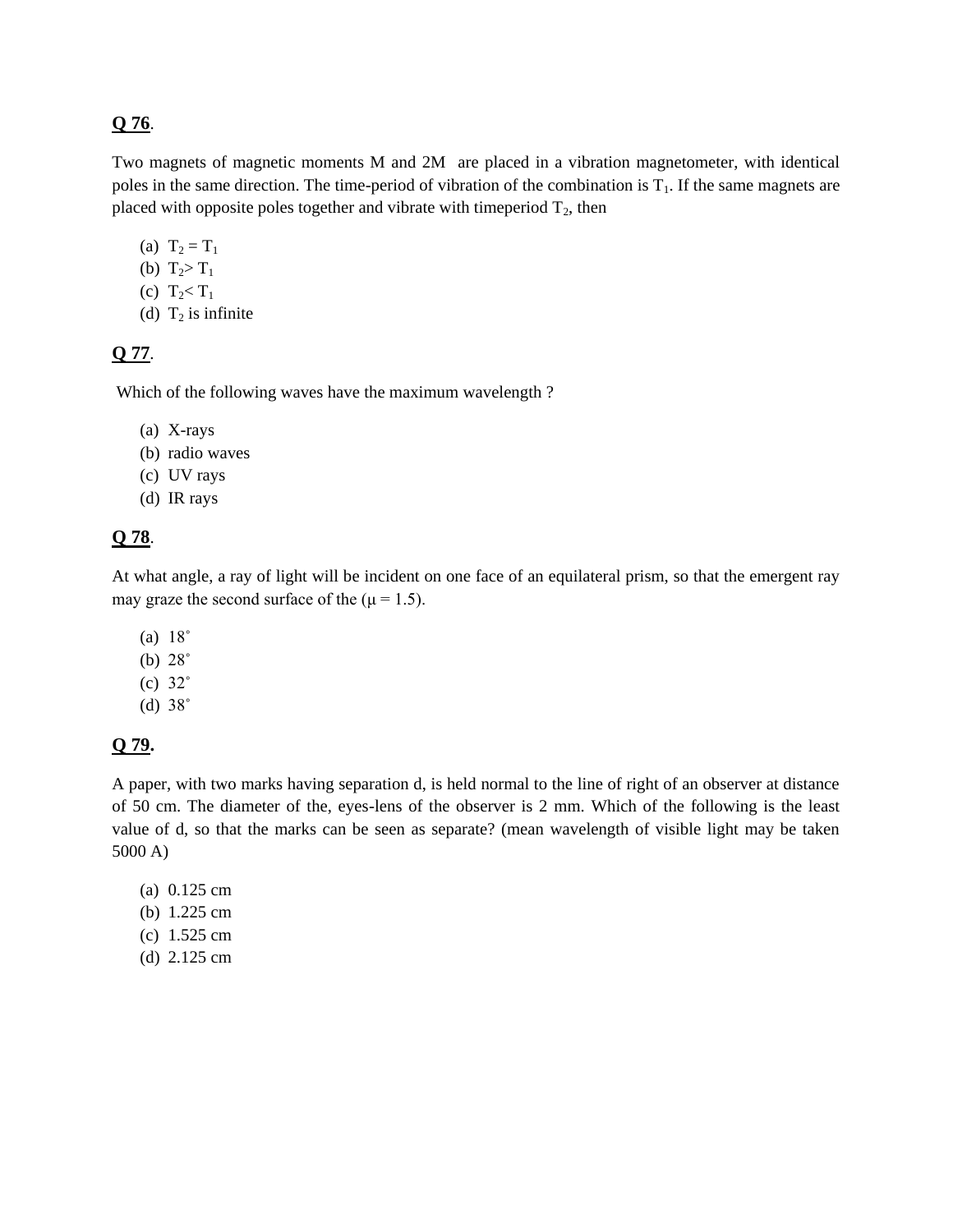**Q 76**.

Two magnets of magnetic moments M and 2M are placed in a vibration magnetometer, with identical poles in the same direction. The time-period of vibration of the combination is $T_1$. If the same magnets are placed with opposite poles together and vibrate with timeperiod $T_2$, then

(a) $T_2 = T_1$
(b) $T_2 > T_1$
(c) $T_2 < T_1$
(d) $T_2$ is infinite

**Q 77**.

Which of the following waves have the maximum wavelength ?

(a) X-rays
(b) radio waves
(c) UV rays
(d) IR rays

**Q 78**.

At what angle, a ray of light will be incident on one face of an equilateral prism, so that the emergent ray may graze the second surface of the ($\mu = 1.5$).

(a) 18˚
(b) 28˚
(c) 32˚
(d) 38˚

**Q 79.**

A paper, with two marks having separation d, is held normal to the line of right of an observer at distance of 50 cm. The diameter of the, eyes-lens of the observer is 2 mm. Which of the following is the least value of d, so that the marks can be seen as separate? (mean wavelength of visible light may be taken 5000 A)

(a) 0.125 cm
(b) 1.225 cm
(c) 1.525 cm
(d) 2.125 cm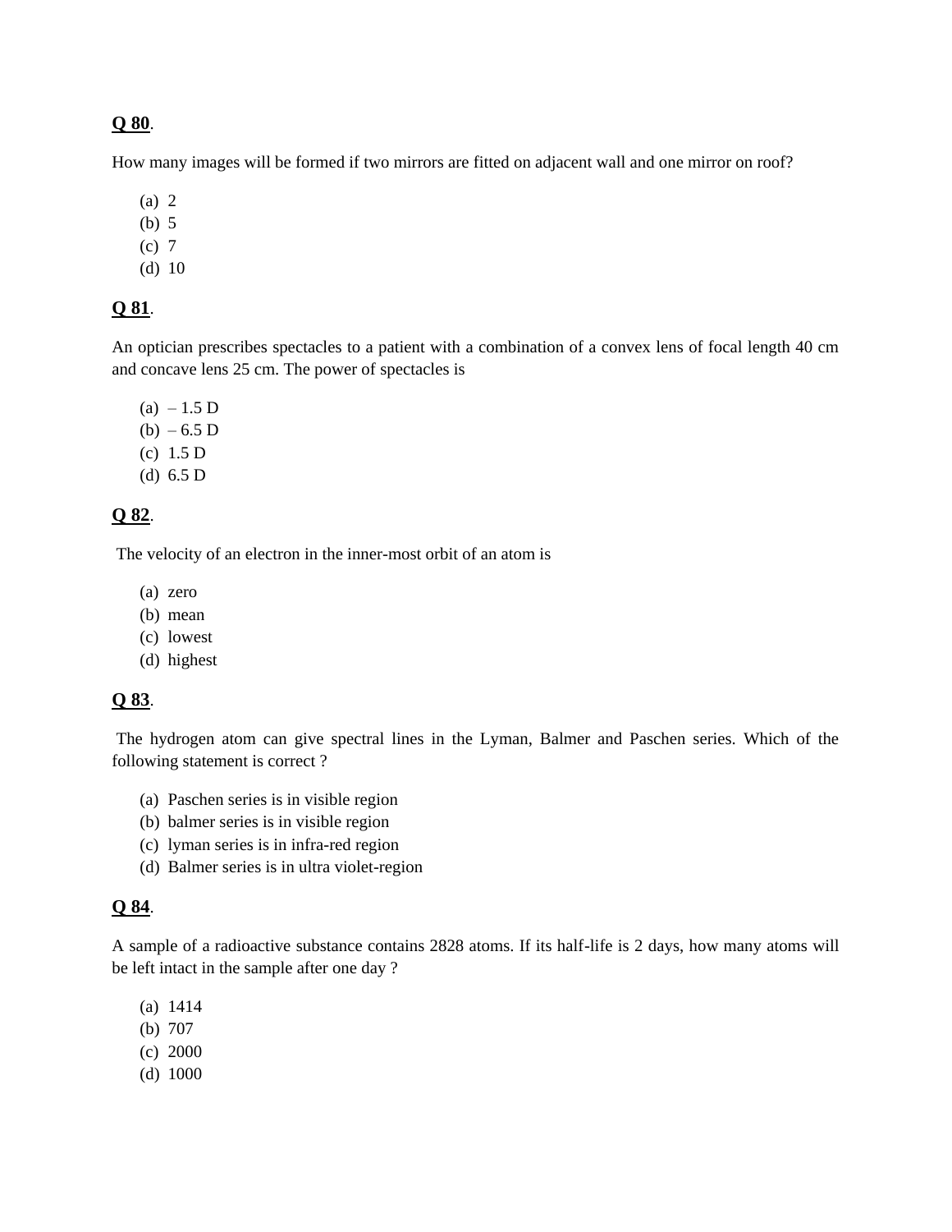**<u>Q 80</u>**.

How many images will be formed if two mirrors are fitted on adjacent wall and one mirror on roof?

(a) 2
(b) 5
(c) 7
(d) 10

**<u>Q 81</u>**.

An optician prescribes spectacles to a patient with a combination of a convex lens of focal length 40 cm and concave lens 25 cm. The power of spectacles is

(a) – 1.5 D
(b) – 6.5 D
(c) 1.5 D
(d) 6.5 D

**<u>Q 82</u>**.

The velocity of an electron in the inner-most orbit of an atom is

(a) zero
(b) mean
(c) lowest
(d) highest

**<u>Q 83</u>**.

The hydrogen atom can give spectral lines in the Lyman, Balmer and Paschen series. Which of the following statement is correct ?

(a) Paschen series is in visible region
(b) balmer series is in visible region
(c) lyman series is in infra-red region
(d) Balmer series is in ultra violet-region

**<u>Q 84</u>**.

A sample of a radioactive substance contains 2828 atoms. If its half-life is 2 days, how many atoms will be left intact in the sample after one day ?

(a) 1414
(b) 707
(c) 2000
(d) 1000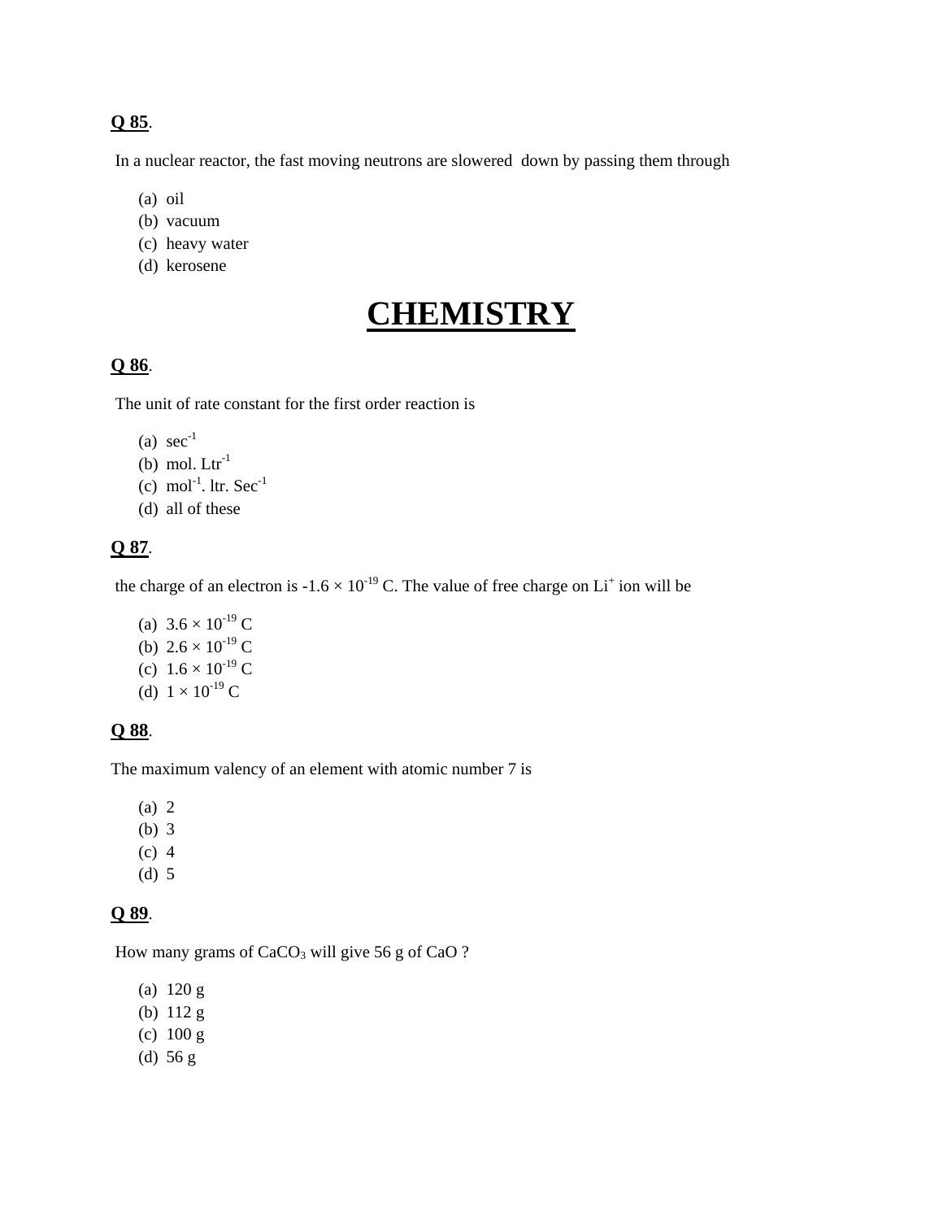**Q 85**.

In a nuclear reactor, the fast moving neutrons are slowered down by passing them through

(a) oil
(b) vacuum
(c) heavy water
(d) kerosene

# CHEMISTRY

**Q 86**.

The unit of rate constant for the first order reaction is

(a) $sec^{-1}$
(b) mol. $Ltr^{-1}$
(c) $mol^{-1}$. ltr. $Sec^{-1}$
(d) all of these

**Q 87**.

the charge of an electron is $-1.6 \times 10^{-19}$ C. The value of free charge on $Li^{+}$ ion will be

(a) $3.6 \times 10^{-19}$ C
(b) $2.6 \times 10^{-19}$ C
(c) $1.6 \times 10^{-19}$ C
(d) $1 \times 10^{-19}$ C

**Q 88**.

The maximum valency of an element with atomic number 7 is

(a) 2
(b) 3
(c) 4
(d) 5

**Q 89**.

How many grams of $CaCO_3$ will give 56 g of CaO ?

(a) 120 g
(b) 112 g
(c) 100 g
(d) 56 g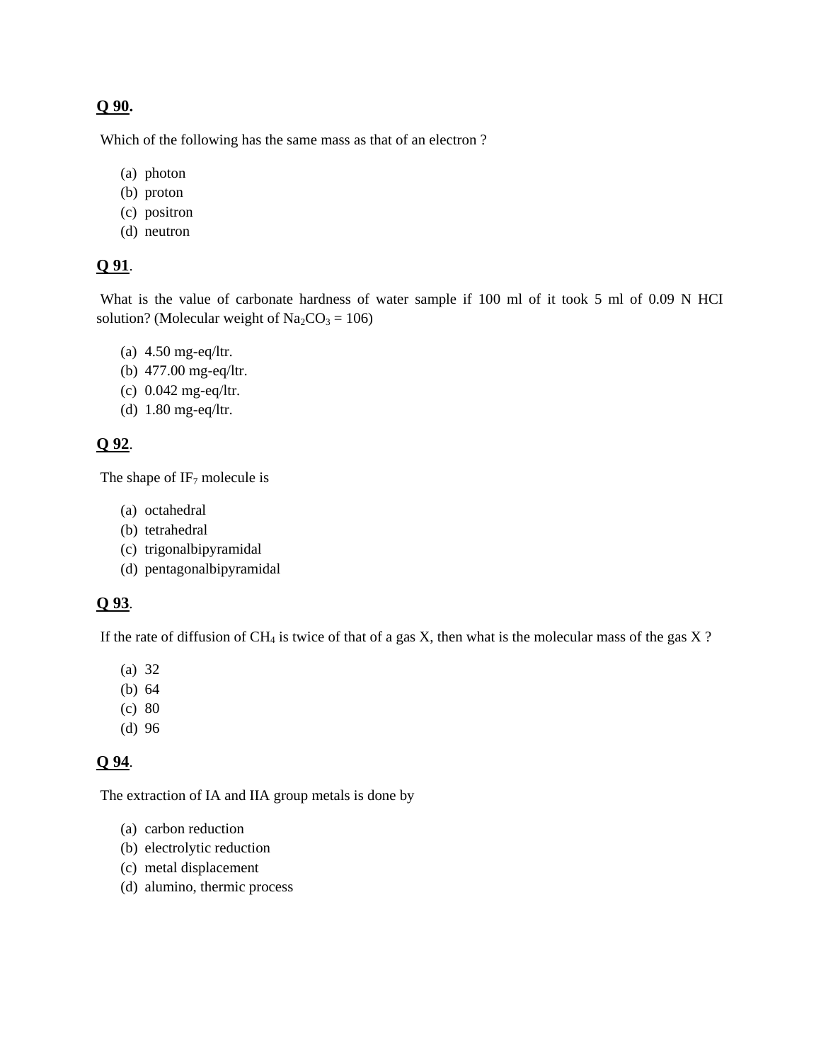**Q 90.**

Which of the following has the same mass as that of an electron ?

(a) photon
(b) proton
(c) positron
(d) neutron

**Q 91.**

What is the value of carbonate hardness of water sample if 100 ml of it took 5 ml of 0.09 N HCI solution? (Molecular weight of $Na_2CO_3$ = 106)

(a) 4.50 mg-eq/ltr.
(b) 477.00 mg-eq/ltr.
(c) 0.042 mg-eq/ltr.
(d) 1.80 mg-eq/ltr.

**Q 92.**

The shape of $IF_7$ molecule is

(a) octahedral
(b) tetrahedral
(c) trigonalbipyramidal
(d) pentagonalbipyramidal

**Q 93.**

If the rate of diffusion of $CH_4$ is twice of that of a gas X, then what is the molecular mass of the gas X ?

(a) 32
(b) 64
(c) 80
(d) 96

**Q 94.**

The extraction of IA and IIA group metals is done by

(a) carbon reduction
(b) electrolytic reduction
(c) metal displacement
(d) alumino, thermic process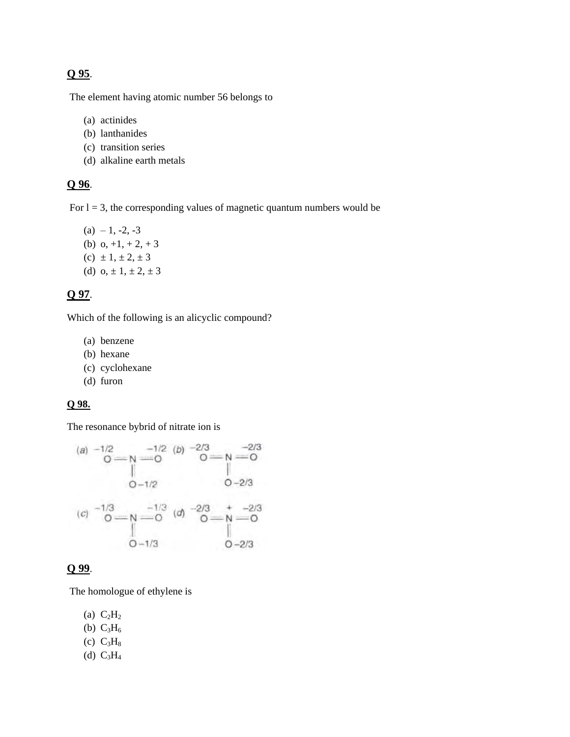**Q 95**.

The element having atomic number 56 belongs to

(a) actinides
(b) lanthanides
(c) transition series
(d) alkaline earth metals

**Q 96**.

For l = 3, the corresponding values of magnetic quantum numbers would be

(a) – 1, -2, -3
(b) o, +1, + 2, + 3
(c) ± 1, ± 2, ± 3
(d) o, ± 1, ± 2, ± 3

**Q 97**.

Which of the following is an alicyclic compound?

(a) benzene
(b) hexane
(c) cyclohexane
(d) furon

**Q 98.**

The resonance bybrid of nitrate ion is

(a) $O^{-1/2}$ ═ N ═ $O^{-1/2}$, with the third O ($O^{-1/2}$) double-bonded below N
(b) $O^{-2/3}$ ═ N ═ $O^{-2/3}$, with the third O ($O^{-2/3}$) double-bonded below N
(c) $O^{-1/3}$ ═ N ═ $O^{-1/3}$, with the third O ($O^{-1/3}$) double-bonded below N
(d) $O^{-2/3}$ ═ $N^{+}$ ═ $O^{-2/3}$, with the third O ($O^{-2/3}$) double-bonded below N

**Q 99**.

The homologue of ethylene is

(a) $C_2H_2$
(b) $C_3H_6$
(c) $C_3H_8$
(d) $C_3H_4$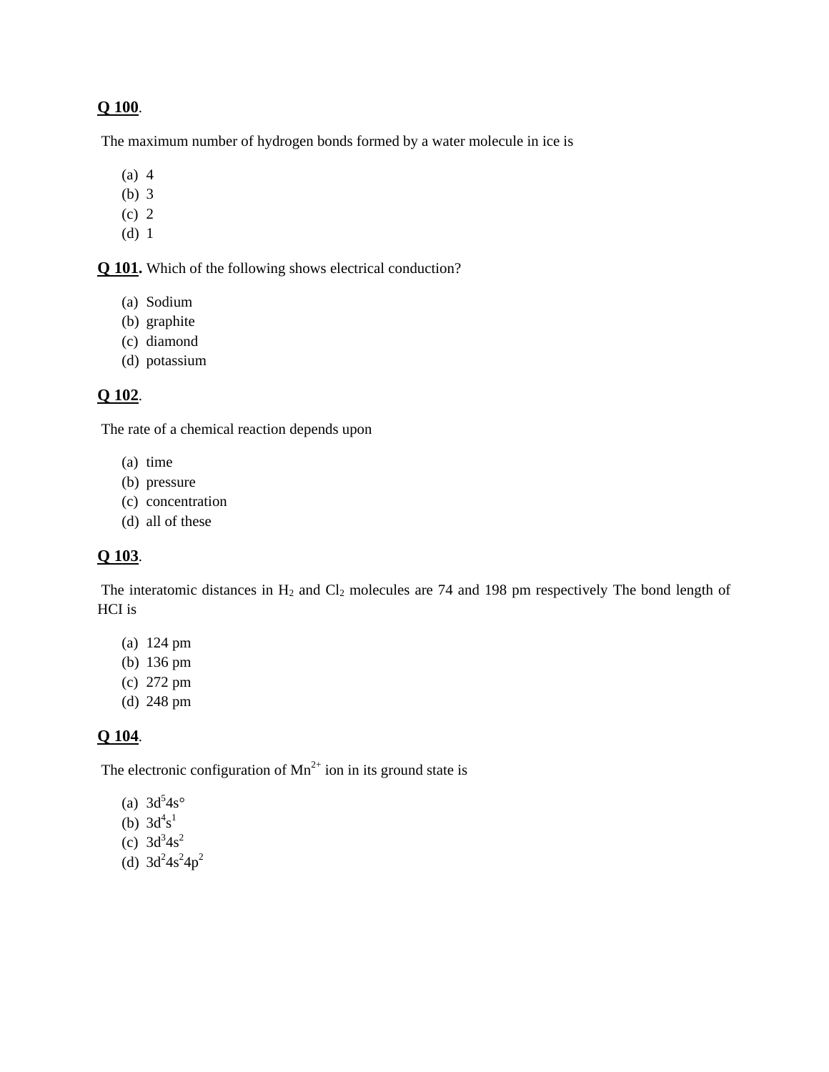**Q 100**.

The maximum number of hydrogen bonds formed by a water molecule in ice is

(a) 4
(b) 3
(c) 2
(d) 1

**Q 101.** Which of the following shows electrical conduction?

(a) Sodium
(b) graphite
(c) diamond
(d) potassium

**Q 102**.

The rate of a chemical reaction depends upon

(a) time
(b) pressure
(c) concentration
(d) all of these

**Q 103**.

The interatomic distances in $H_2$ and $Cl_2$ molecules are 74 and 198 pm respectively The bond length of HCI is

(a) 124 pm
(b) 136 pm
(c) 272 pm
(d) 248 pm

**Q 104**.

The electronic configuration of $Mn^{2+}$ ion in its ground state is

(a) $3d^5 4s°$
(b) $3d^4 s^1$
(c) $3d^3 4s^2$
(d) $3d^2 4s^2 4p^2$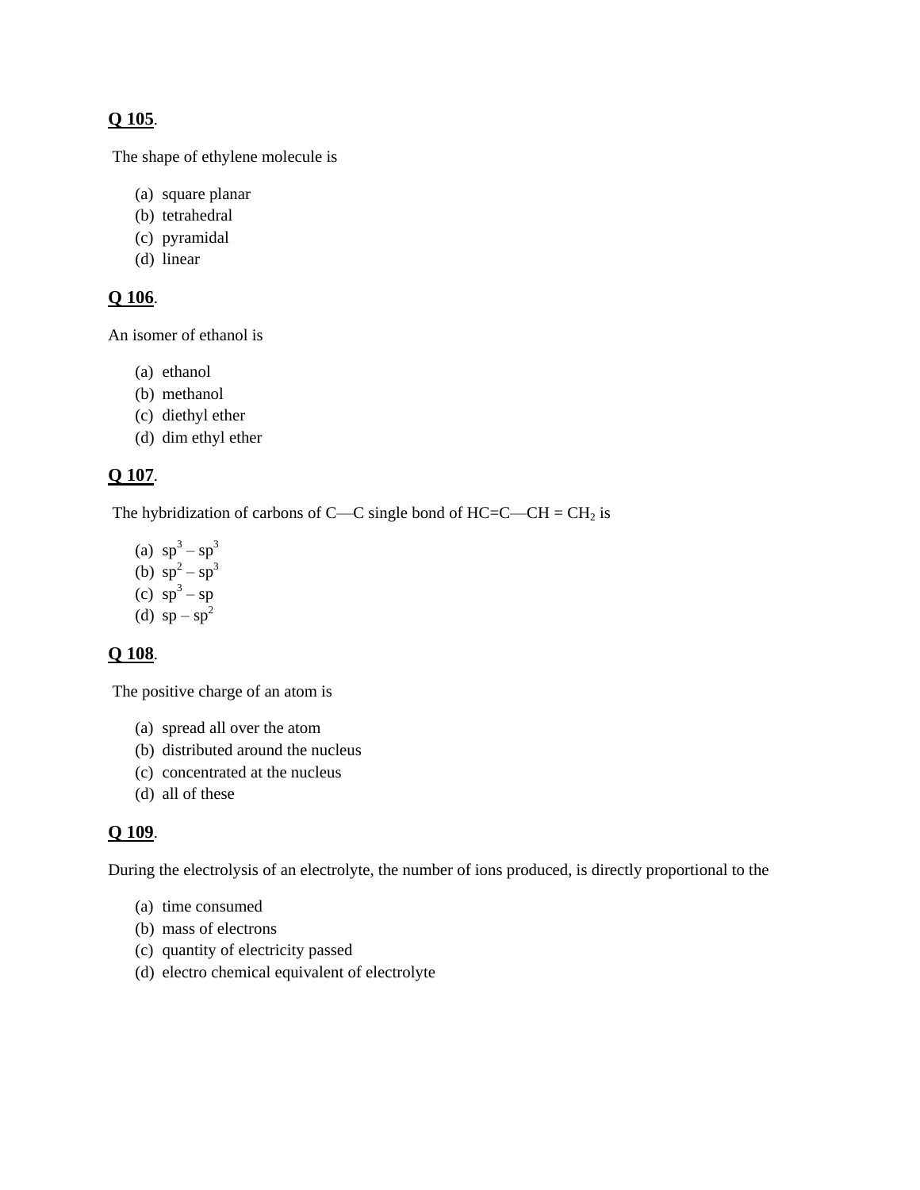**Q 105**.

The shape of ethylene molecule is

(a) square planar
(b) tetrahedral
(c) pyramidal
(d) linear

**Q 106**.

An isomer of ethanol is

(a) ethanol
(b) methanol
(c) diethyl ether
(d) dim ethyl ether

**Q 107**.

The hybridization of carbons of C—C single bond of HC=C—CH = $CH_2$ is

(a) $sp^3 – sp^3$
(b) $sp^2 – sp^3$
(c) $sp^3 – sp$
(d) $sp – sp^2$

**Q 108**.

The positive charge of an atom is

(a) spread all over the atom
(b) distributed around the nucleus
(c) concentrated at the nucleus
(d) all of these

**Q 109**.

During the electrolysis of an electrolyte, the number of ions produced, is directly proportional to the

(a) time consumed
(b) mass of electrons
(c) quantity of electricity passed
(d) electro chemical equivalent of electrolyte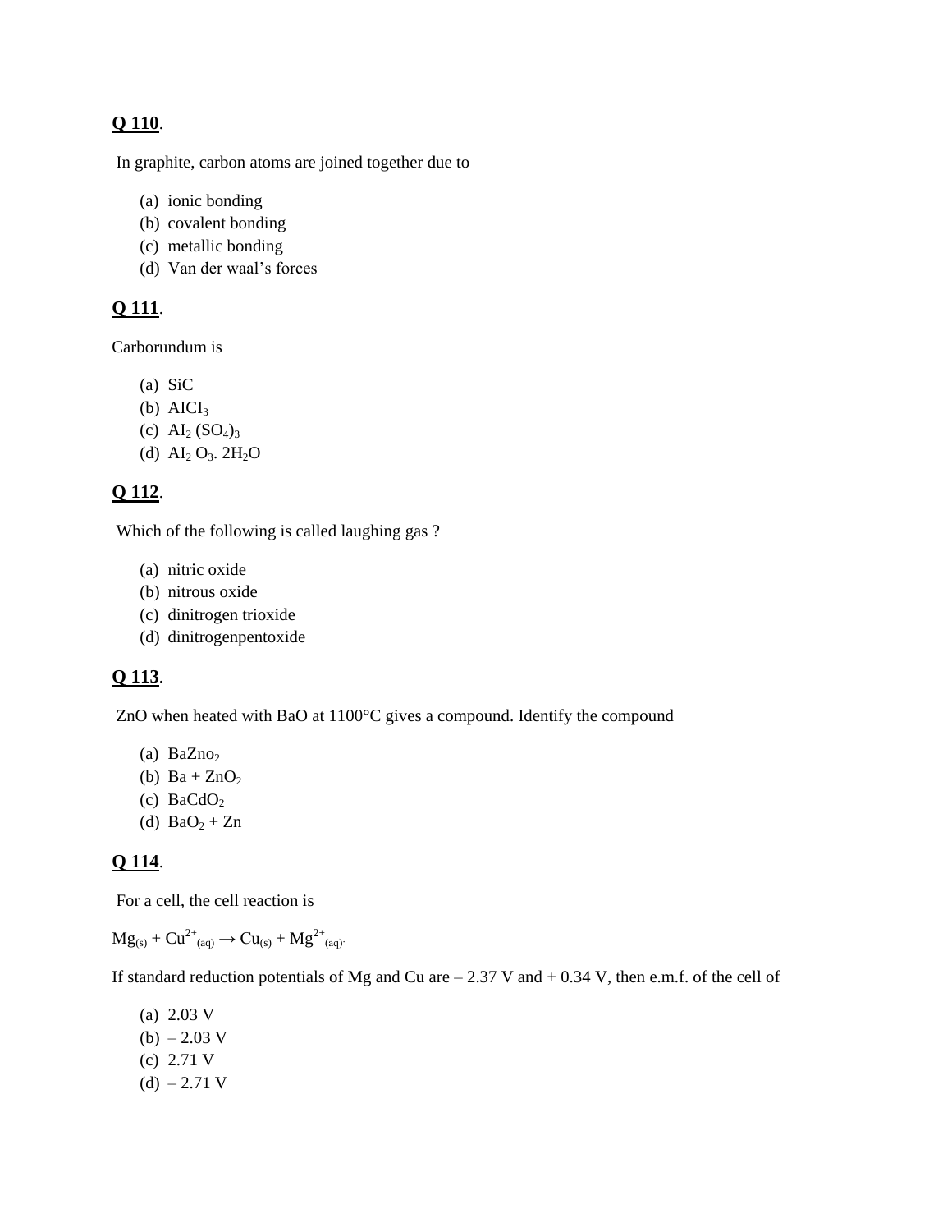**Q 110**.

In graphite, carbon atoms are joined together due to

(a) ionic bonding
(b) covalent bonding
(c) metallic bonding
(d) Van der waal's forces

**Q 111**.

Carborundum is

(a) SiC
(b) $AICI_3$
(c) $AI_2 (SO_4)_3$
(d) $AI_2 O_3. 2H_2O$

**Q 112**.

Which of the following is called laughing gas ?

(a) nitric oxide
(b) nitrous oxide
(c) dinitrogen trioxide
(d) dinitrogenpentoxide

**Q 113**.

ZnO when heated with BaO at 1100°C gives a compound. Identify the compound

(a) $BaZno_2$
(b) $Ba + ZnO_2$
(c) $BaCdO_2$
(d) $BaO_2 + Zn$

**Q 114**.

For a cell, the cell reaction is

$Mg_{(s)} + Cu^{2+}_{(aq)} \rightarrow Cu_{(s)} + Mg^{2+}_{(aq)}$.

If standard reduction potentials of Mg and Cu are – 2.37 V and + 0.34 V, then e.m.f. of the cell of

(a) 2.03 V
(b) – 2.03 V
(c) 2.71 V
(d) – 2.71 V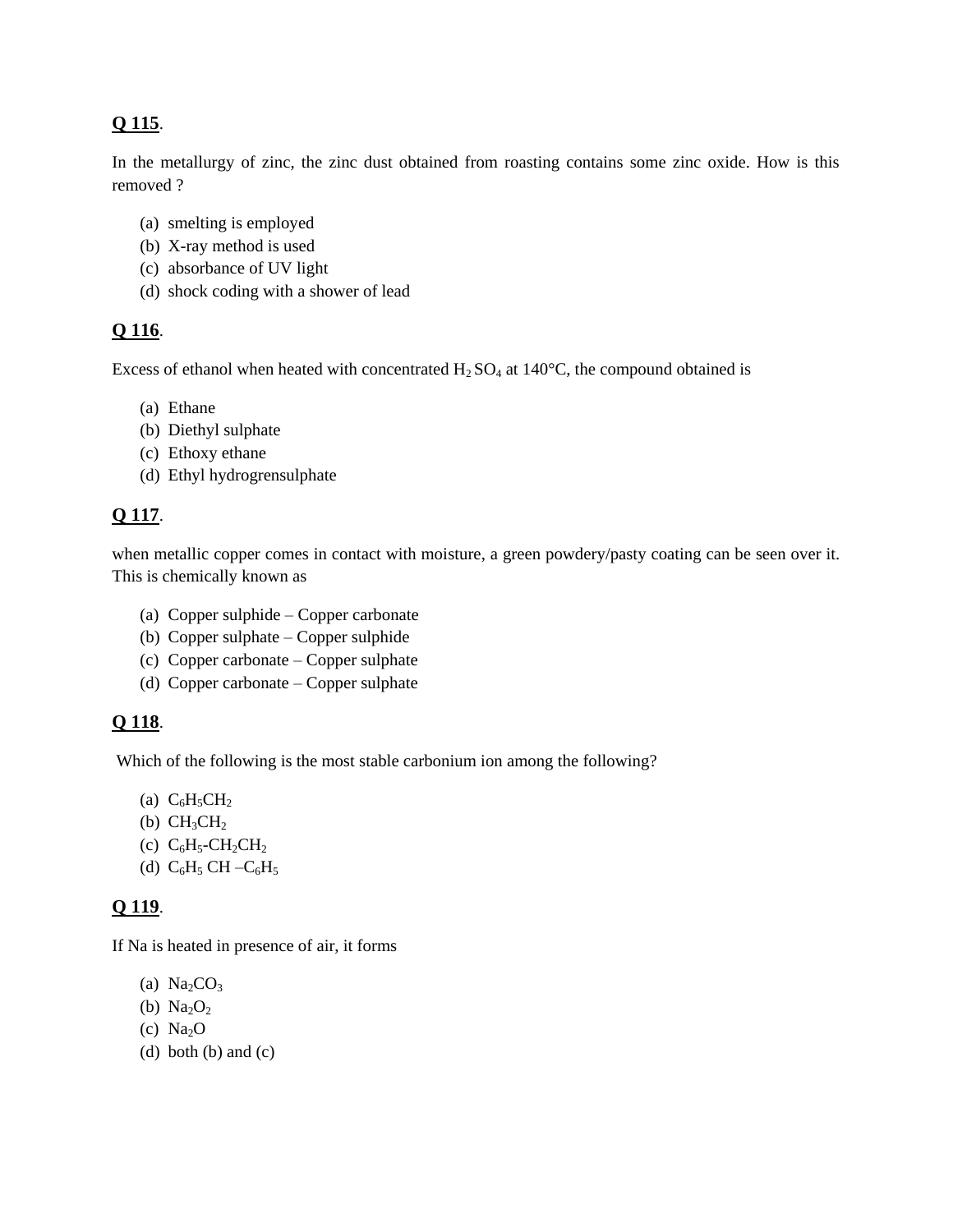**<u>Q 115</u>**.

In the metallurgy of zinc, the zinc dust obtained from roasting contains some zinc oxide. How is this removed ?

(a) smelting is employed
(b) X-ray method is used
(c) absorbance of UV light
(d) shock coding with a shower of lead

**<u>Q 116</u>**.

Excess of ethanol when heated with concentrated $H_2 SO_4$ at 140°C, the compound obtained is

(a) Ethane
(b) Diethyl sulphate
(c) Ethoxy ethane
(d) Ethyl hydrogrensulphate

**<u>Q 117</u>**.

when metallic copper comes in contact with moisture, a green powdery/pasty coating can be seen over it. This is chemically known as

(a) Copper sulphide – Copper carbonate
(b) Copper sulphate – Copper sulphide
(c) Copper carbonate – Copper sulphate
(d) Copper carbonate – Copper sulphate

**<u>Q 118</u>**.

Which of the following is the most stable carbonium ion among the following?

(a) $C_6H_5CH_2$
(b) $CH_3CH_2$
(c) $C_6H_5$-$CH_2CH_2$
(d) $C_6H_5$ CH –$C_6H_5$

**<u>Q 119</u>**.

If Na is heated in presence of air, it forms

(a) $Na_2CO_3$
(b) $Na_2O_2$
(c) $Na_2O$
(d) both (b) and (c)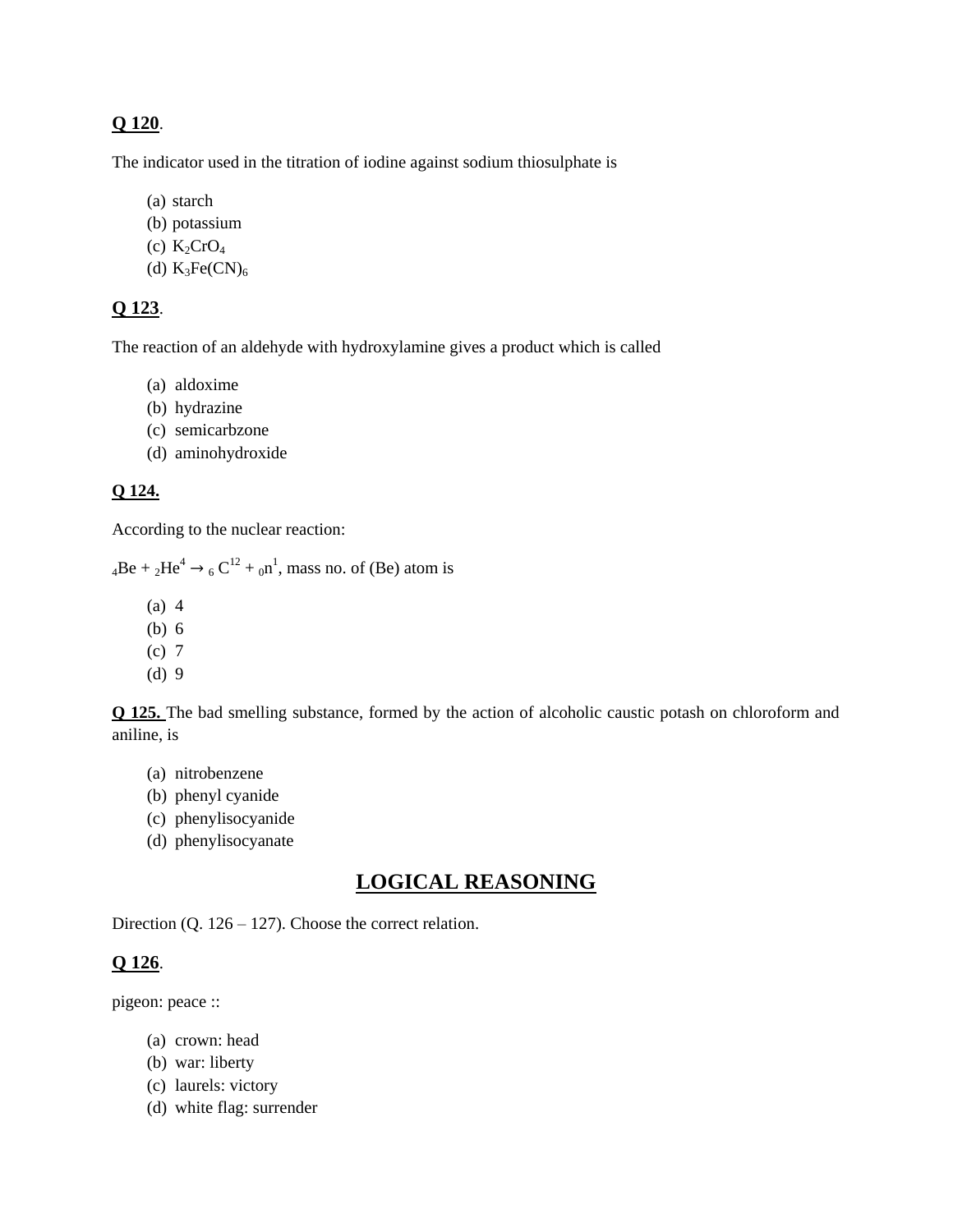**Q 120**.

The indicator used in the titration of iodine against sodium thiosulphate is

(a) starch
(b) potassium
(c) $K_2CrO_4$
(d) $K_3Fe(CN)_6$

**Q 123**.

The reaction of an aldehyde with hydroxylamine gives a product which is called

(a) aldoxime
(b) hydrazine
(c) semicarbzone
(d) aminohydroxide

**Q 124.**

According to the nuclear reaction:

${}_4Be + {}_2He^4 \rightarrow {}_6C^{12} + {}_0n^1$, mass no. of (Be) atom is

(a) 4
(b) 6
(c) 7
(d) 9

**Q 125.** The bad smelling substance, formed by the action of alcoholic caustic potash on chloroform and aniline, is

(a) nitrobenzene
(b) phenyl cyanide
(c) phenylisocyanide
(d) phenylisocyanate

## LOGICAL REASONING

Direction (Q. 126 – 127). Choose the correct relation.

**Q 126**.

pigeon: peace ::

(a) crown: head
(b) war: liberty
(c) laurels: victory
(d) white flag: surrender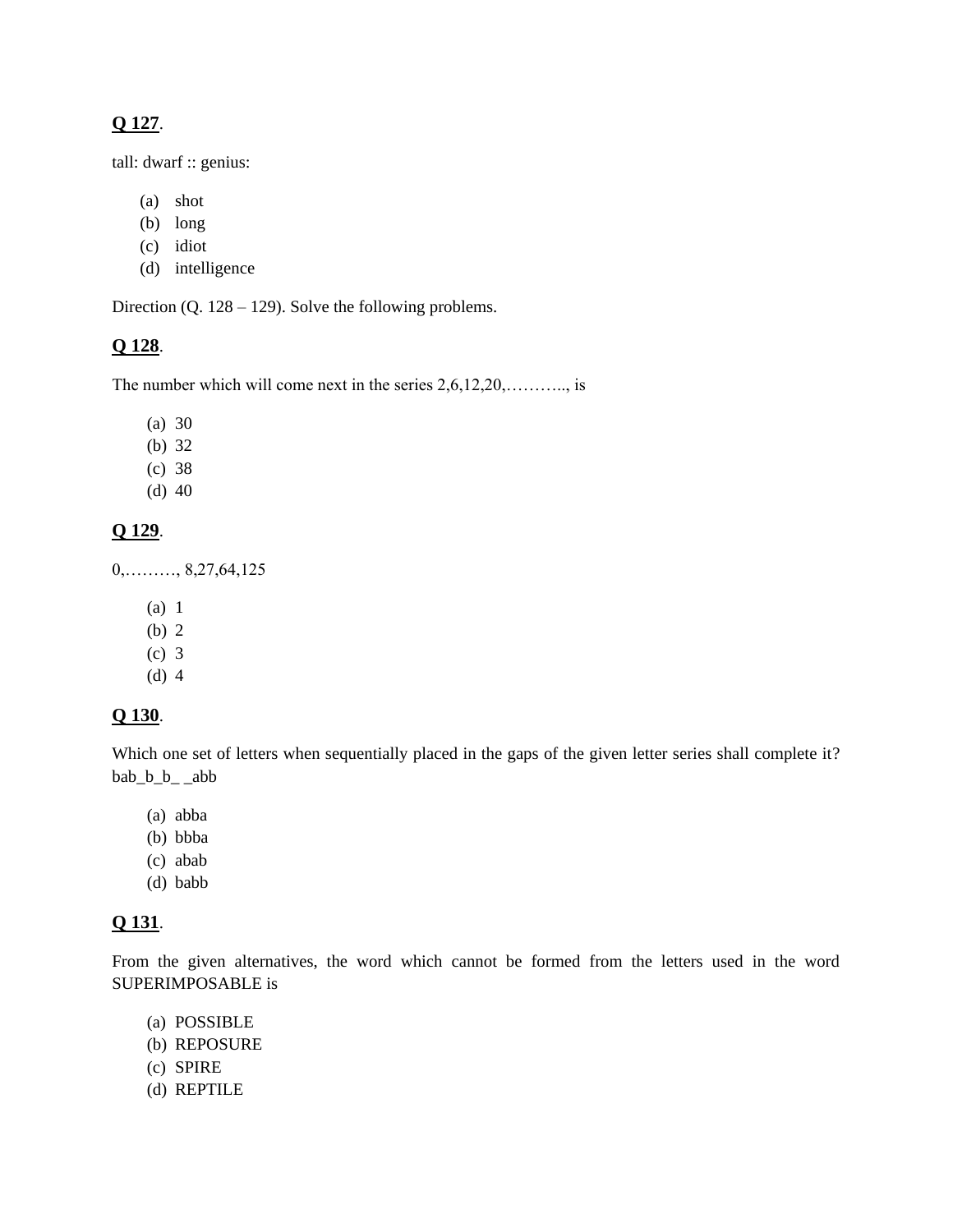**Q 127**.

tall: dwarf :: genius:

(a) shot
(b) long
(c) idiot
(d) intelligence

Direction (Q. 128 – 129). Solve the following problems.

**Q 128**.

The number which will come next in the series 2,6,12,20,……….., is

(a) 30
(b) 32
(c) 38
(d) 40

**Q 129**.

0,………, 8,27,64,125

(a) 1
(b) 2
(c) 3
(d) 4

**Q 130**.

Which one set of letters when sequentially placed in the gaps of the given letter series shall complete it? bab_b_b_ _abb

(a) abba
(b) bbba
(c) abab
(d) babb

**Q 131**.

From the given alternatives, the word which cannot be formed from the letters used in the word SUPERIMPOSABLE is

(a) POSSIBLE
(b) REPOSURE
(c) SPIRE
(d) REPTILE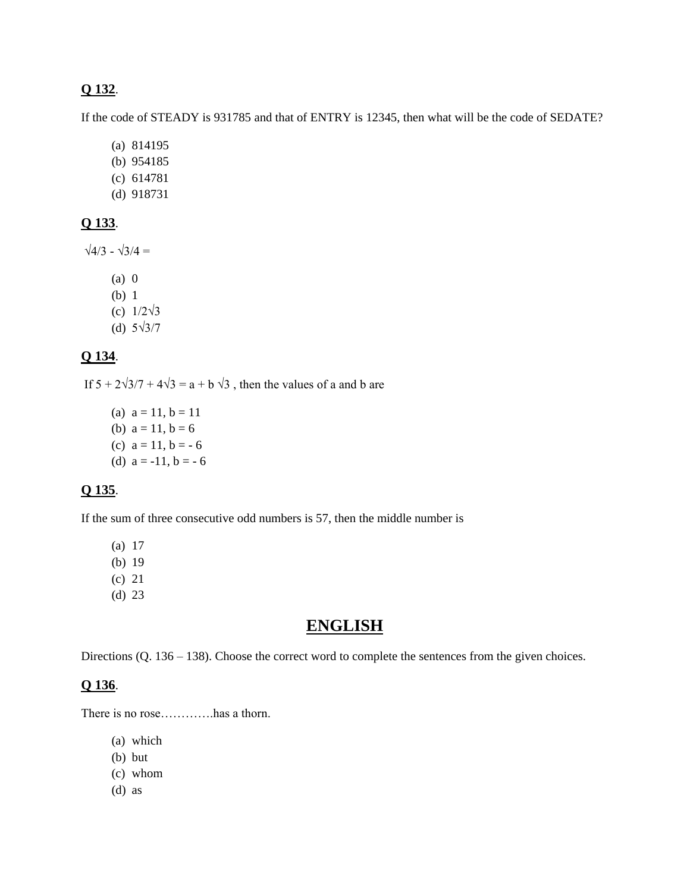**Q 132**.

If the code of STEADY is 931785 and that of ENTRY is 12345, then what will be the code of SEDATE?

(a) 814195
(b) 954185
(c) 614781
(d) 918731

**Q 133**.

$\sqrt{4/3} - \sqrt{3/4} =$

(a) 0
(b) 1
(c) $1/2\sqrt{3}$
(d) $5\sqrt{3}/7$

**Q 134**.

If $5 + 2\sqrt{3}/7 + 4\sqrt{3} = a + b\sqrt{3}$ , then the values of a and b are

(a) a = 11, b = 11
(b) a = 11, b = 6
(c) a = 11, b = - 6
(d) a = -11, b = - 6

**Q 135**.

If the sum of three consecutive odd numbers is 57, then the middle number is

(a) 17
(b) 19
(c) 21
(d) 23

## ENGLISH

Directions (Q. 136 – 138). Choose the correct word to complete the sentences from the given choices.

**Q 136**.

There is no rose………….has a thorn.

(a) which
(b) but
(c) whom
(d) as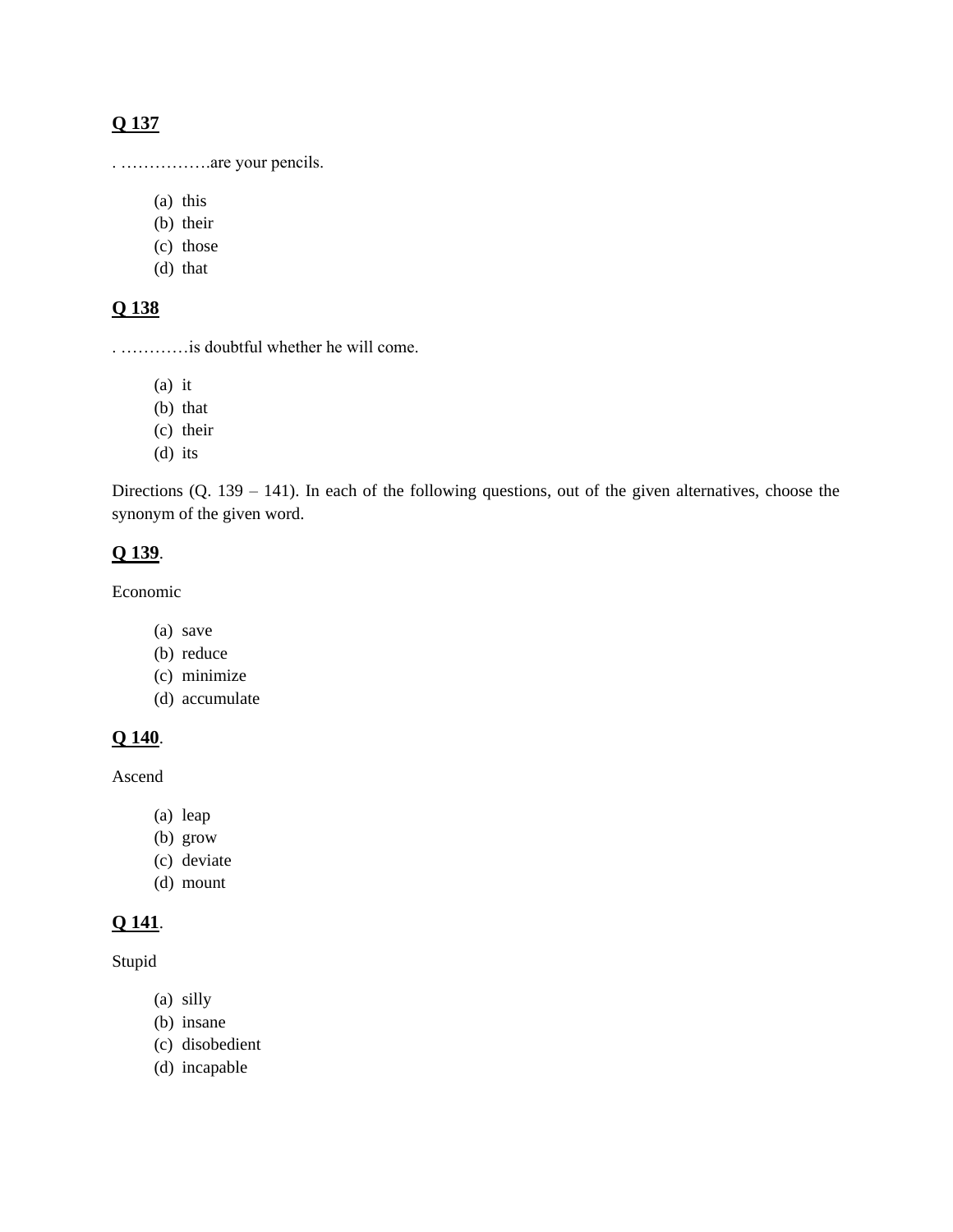**Q 137**

. …………….are your pencils.

(a) this
(b) their
(c) those
(d) that

**Q 138**

. …………is doubtful whether he will come.

(a) it
(b) that
(c) their
(d) its

Directions (Q. 139 – 141). In each of the following questions, out of the given alternatives, choose the synonym of the given word.

**Q 139**.

Economic

(a) save
(b) reduce
(c) minimize
(d) accumulate

**Q 140**.

Ascend

(a) leap
(b) grow
(c) deviate
(d) mount

**Q 141**.

Stupid

(a) silly
(b) insane
(c) disobedient
(d) incapable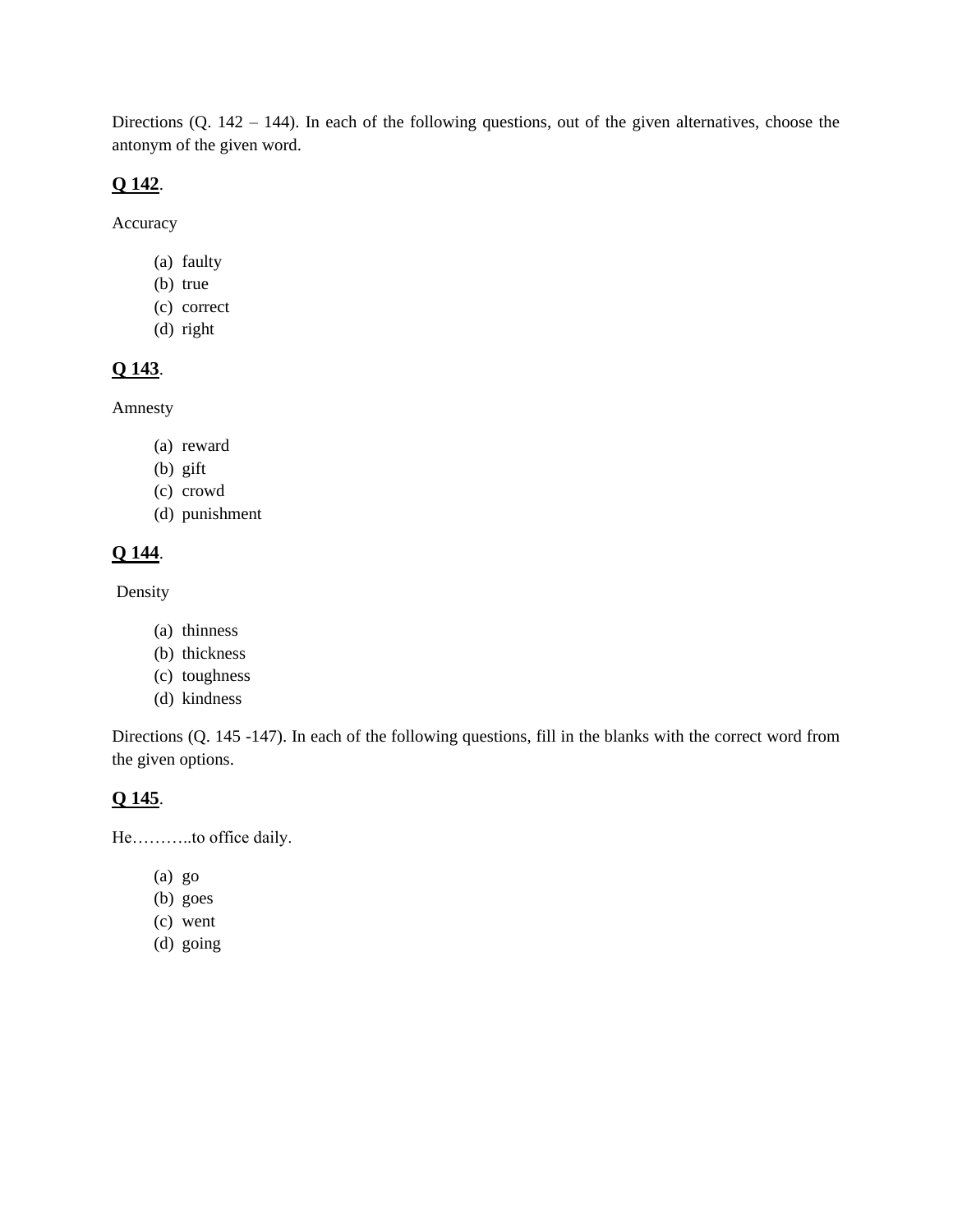Directions (Q. 142 – 144). In each of the following questions, out of the given alternatives, choose the antonym of the given word.

**Q 142**.

Accuracy

(a) faulty
(b) true
(c) correct
(d) right

**Q 143**.

Amnesty

(a) reward
(b) gift
(c) crowd
(d) punishment

**Q 144**.

Density

(a) thinness
(b) thickness
(c) toughness
(d) kindness

Directions (Q. 145 -147). In each of the following questions, fill in the blanks with the correct word from the given options.

**Q 145**.

He………..to office daily.

(a) go
(b) goes
(c) went
(d) going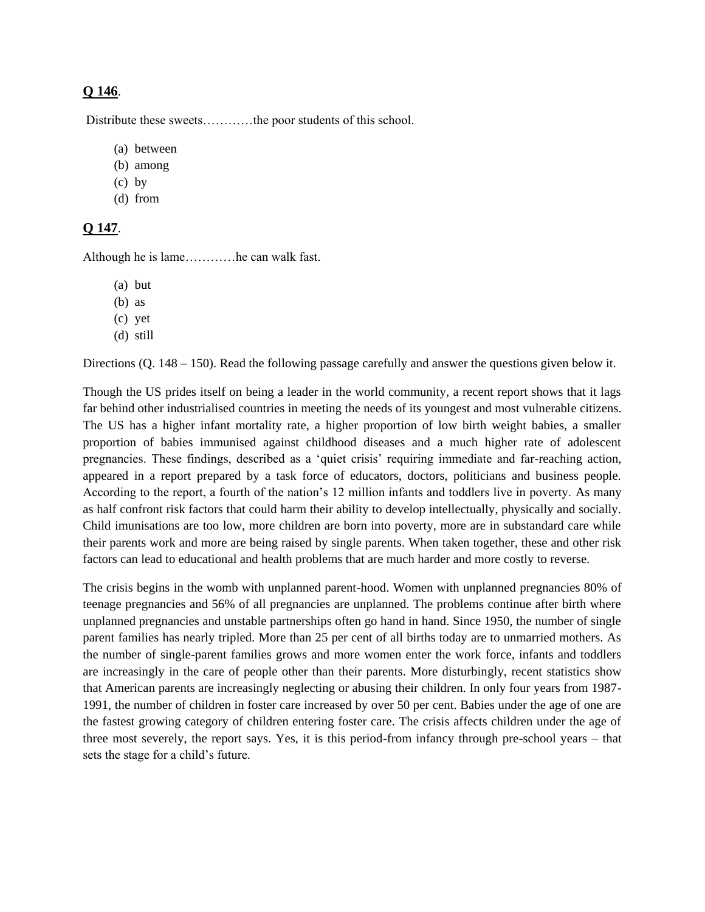**Q 146**.

Distribute these sweets…………the poor students of this school.

(a) between
(b) among
(c) by
(d) from

**Q 147**.

Although he is lame…………he can walk fast.

(a) but
(b) as
(c) yet
(d) still

Directions (Q. 148 – 150). Read the following passage carefully and answer the questions given below it.

Though the US prides itself on being a leader in the world community, a recent report shows that it lags far behind other industrialised countries in meeting the needs of its youngest and most vulnerable citizens. The US has a higher infant mortality rate, a higher proportion of low birth weight babies, a smaller proportion of babies immunised against childhood diseases and a much higher rate of adolescent pregnancies. These findings, described as a 'quiet crisis' requiring immediate and far-reaching action, appeared in a report prepared by a task force of educators, doctors, politicians and business people. According to the report, a fourth of the nation's 12 million infants and toddlers live in poverty. As many as half confront risk factors that could harm their ability to develop intellectually, physically and socially. Child imunisations are too low, more children are born into poverty, more are in substandard care while their parents work and more are being raised by single parents. When taken together, these and other risk factors can lead to educational and health problems that are much harder and more costly to reverse.

The crisis begins in the womb with unplanned parent-hood. Women with unplanned pregnancies 80% of teenage pregnancies and 56% of all pregnancies are unplanned. The problems continue after birth where unplanned pregnancies and unstable partnerships often go hand in hand. Since 1950, the number of single parent families has nearly tripled. More than 25 per cent of all births today are to unmarried mothers. As the number of single-parent families grows and more women enter the work force, infants and toddlers are increasingly in the care of people other than their parents. More disturbingly, recent statistics show that American parents are increasingly neglecting or abusing their children. In only four years from 1987-1991, the number of children in foster care increased by over 50 per cent. Babies under the age of one are the fastest growing category of children entering foster care. The crisis affects children under the age of three most severely, the report says. Yes, it is this period-from infancy through pre-school years – that sets the stage for a child's future.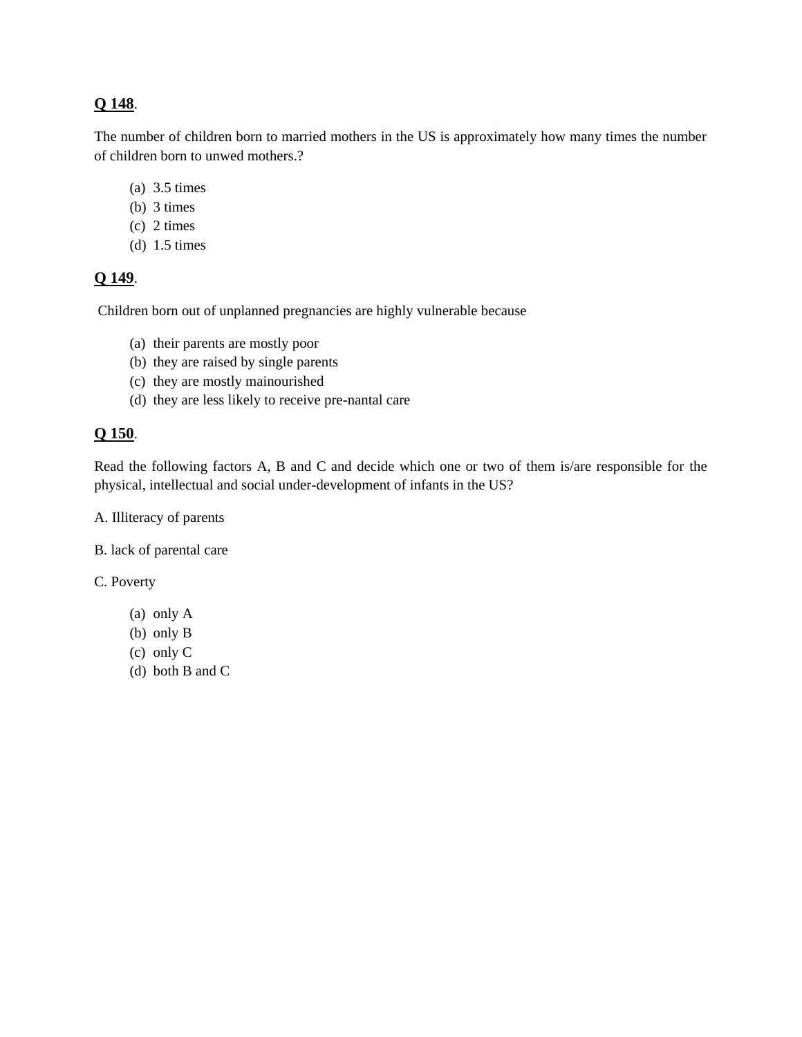**<u>Q 148</u>**.

The number of children born to married mothers in the US is approximately how many times the number of children born to unwed mothers.?

(a) 3.5 times
(b) 3 times
(c) 2 times
(d) 1.5 times

**<u>Q 149</u>**.

Children born out of unplanned pregnancies are highly vulnerable because

(a) their parents are mostly poor
(b) they are raised by single parents
(c) they are mostly mainourished
(d) they are less likely to receive pre-nantal care

**<u>Q 150</u>**.

Read the following factors A, B and C and decide which one or two of them is/are responsible for the physical, intellectual and social under-development of infants in the US?

A. Illiteracy of parents

B. lack of parental care

C. Poverty

(a) only A
(b) only B
(c) only C
(d) both B and C